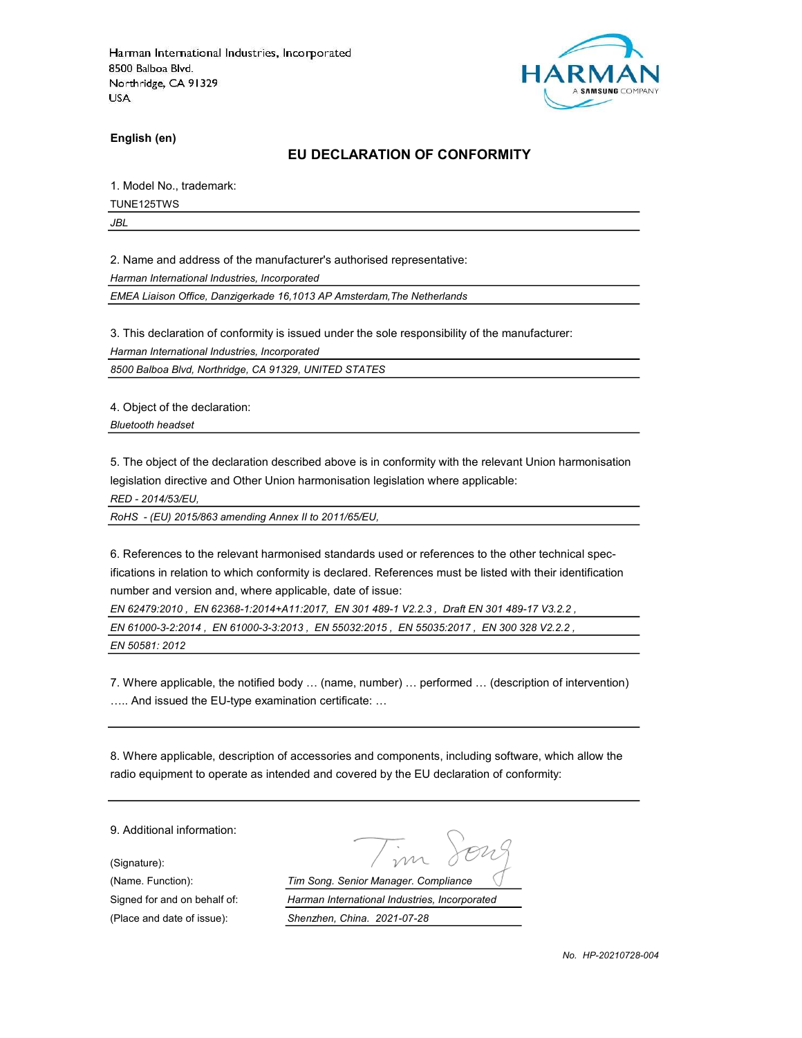Harman International Industries, Incorporated
8500 Balboa Blvd.
Northridge, CA 91329
USA

**English (en)**

## EU DECLARATION OF CONFORMITY

1. Model No., trademark:

TUNE125TWS

*JBL*

2. Name and address of the manufacturer's authorised representative:

*Harman International Industries, Incorporated*

*EMEA Liaison Office, Danzigerkade 16,1013 AP Amsterdam,The Netherlands*

3. This declaration of conformity is issued under the sole responsibility of the manufacturer:

*Harman International Industries, Incorporated*

*8500 Balboa Blvd, Northridge, CA 91329, UNITED STATES*

4. Object of the declaration:

*Bluetooth headset*

5. The object of the declaration described above is in conformity with the relevant Union harmonisation legislation directive and Other Union harmonisation legislation where applicable:

*RED - 2014/53/EU,*

*RoHS - (EU) 2015/863 amending Annex II to 2011/65/EU,*

6. References to the relevant harmonised standards used or references to the other technical specifications in relation to which conformity is declared. References must be listed with their identification number and version and, where applicable, date of issue:

*EN 62479:2010 , EN 62368-1:2014+A11:2017, EN 301 489-1 V2.2.3 , Draft EN 301 489-17 V3.2.2 ,*

*EN 61000-3-2:2014 , EN 61000-3-3:2013 , EN 55032:2015 , EN 55035:2017 , EN 300 328 V2.2.2 ,*

*EN 50581: 2012*

7. Where applicable, the notified body … (name, number) … performed … (description of intervention) ….. And issued the EU-type examination certificate: …

8. Where applicable, description of accessories and components, including software, which allow the radio equipment to operate as intended and covered by the EU declaration of conformity:

9. Additional information:

(Signature):

(Name. Function): *Tim Song. Senior Manager. Compliance*

Signed for and on behalf of: *Harman International Industries, Incorporated*

(Place and date of issue): *Shenzhen, China. 2021-07-28*

*No. HP-20210728-004*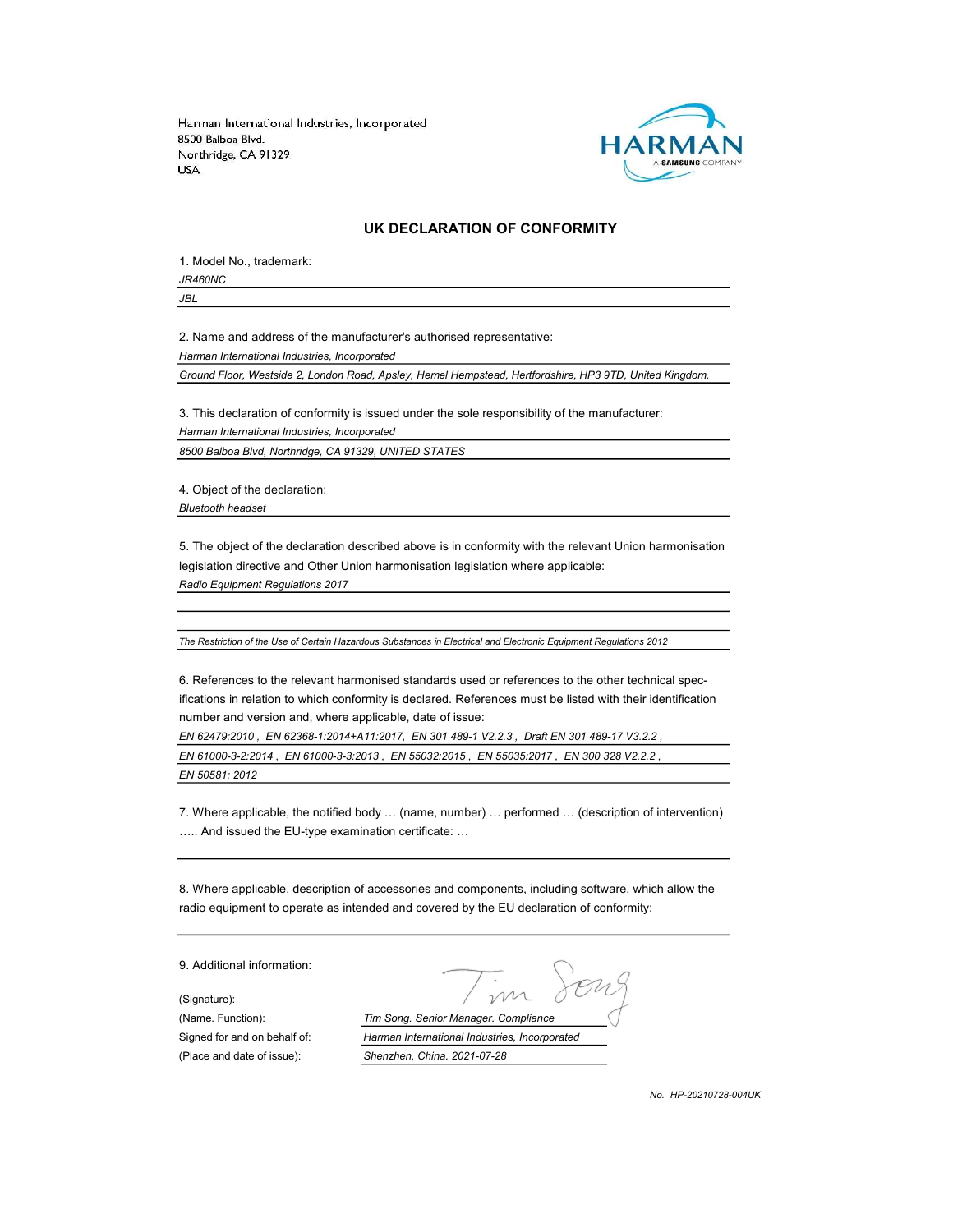Harman International Industries, Incorporated
8500 Balboa Blvd.
Northridge, CA 91329
USA

## UK DECLARATION OF CONFORMITY

1. Model No., trademark:

*JR460NC*

*JBL*

2. Name and address of the manufacturer's authorised representative:

*Harman International Industries, Incorporated*

*Ground Floor, Westside 2, London Road, Apsley, Hemel Hempstead, Hertfordshire, HP3 9TD, United Kingdom.*

3. This declaration of conformity is issued under the sole responsibility of the manufacturer:

*Harman International Industries, Incorporated*

*8500 Balboa Blvd, Northridge, CA 91329, UNITED STATES*

4. Object of the declaration:

*Bluetooth headset*

5. The object of the declaration described above is in conformity with the relevant Union harmonisation legislation directive and Other Union harmonisation legislation where applicable:

*Radio Equipment Regulations 2017*

*The Restriction of the Use of Certain Hazardous Substances in Electrical and Electronic Equipment Regulations 2012*

6. References to the relevant harmonised standards used or references to the other technical specifications in relation to which conformity is declared. References must be listed with their identification number and version and, where applicable, date of issue:

*EN 62479:2010 , EN 62368-1:2014+A11:2017, EN 301 489-1 V2.2.3 , Draft EN 301 489-17 V3.2.2 ,*

*EN 61000-3-2:2014 , EN 61000-3-3:2013 , EN 55032:2015 , EN 55035:2017 , EN 300 328 V2.2.2 ,*

*EN 50581: 2012*

7. Where applicable, the notified body … (name, number) … performed … (description of intervention) ….. And issued the EU-type examination certificate: …

8. Where applicable, description of accessories and components, including software, which allow the radio equipment to operate as intended and covered by the EU declaration of conformity:

9. Additional information:

(Signature):

(Name. Function): *Tim Song. Senior Manager. Compliance*

Signed for and on behalf of: *Harman International Industries, Incorporated*

(Place and date of issue): *Shenzhen, China. 2021-07-28*

*No. HP-20210728-004UK*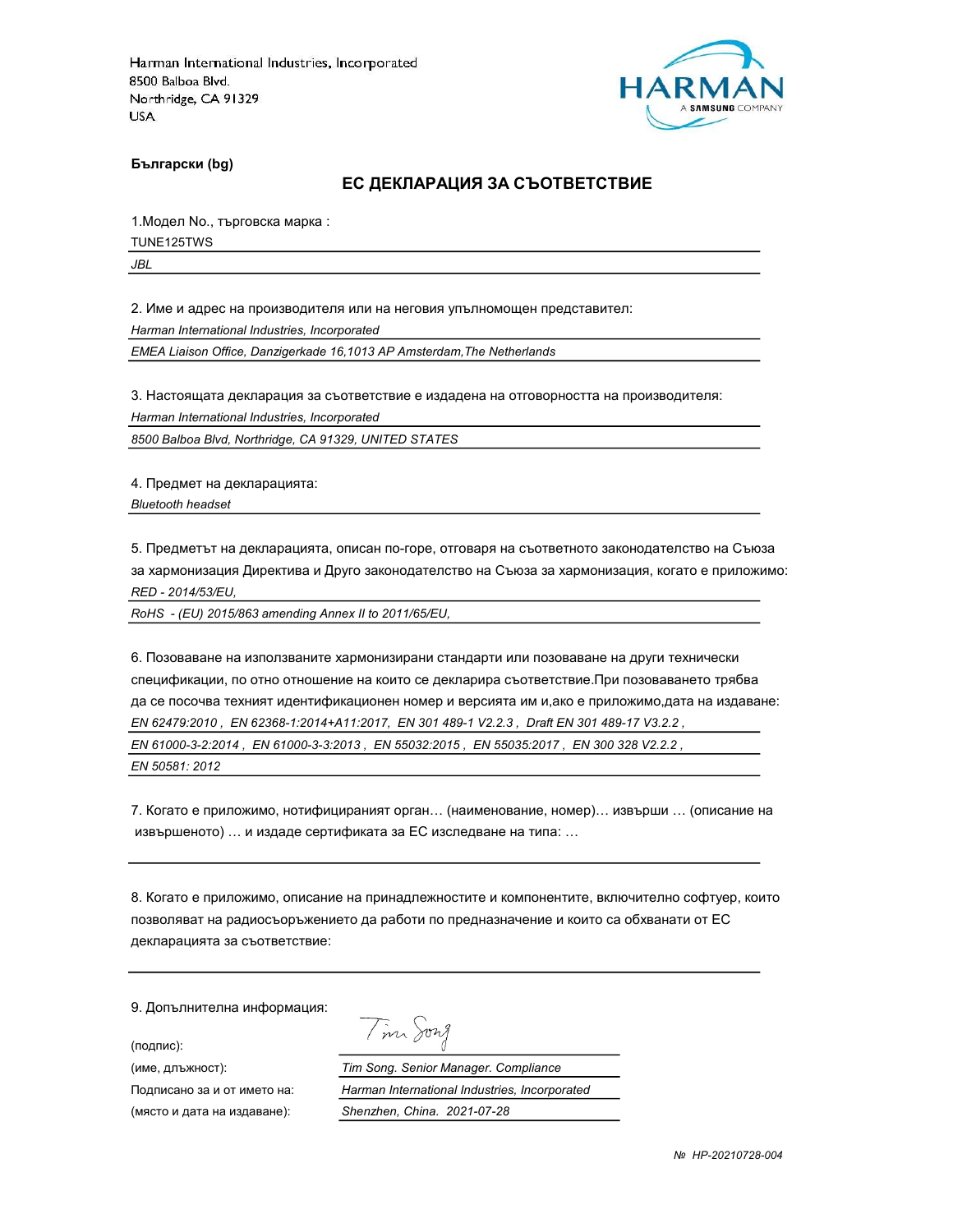Harman International Industries, Incorporated
8500 Balboa Blvd.
Northridge, CA 91329
USA

HARMAN
A SAMSUNG COMPANY

**Български (bg)**

## ЕС ДЕКЛАРАЦИЯ ЗА СЪОТВЕТСТВИЕ

1.Модел No., търговска марка :

TUNE125TWS

*JBL*

2. Име и адрес на производителя или на неговия упълномощен представител:

*Harman International Industries, Incorporated*

*EMEA Liaison Office, Danzigerkade 16,1013 AP Amsterdam,The Netherlands*

3. Настоящата декларация за съответствие е издадена на отговорността на производителя:

*Harman International Industries, Incorporated*

*8500 Balboa Blvd, Northridge, CA 91329, UNITED STATES*

4. Предмет на декларацията:

*Bluetooth headset*

5. Предметът на декларацията, описан по-горе, отговаря на съответното законодателство на Съюза за хармонизация Директива и Друго законодателство на Съюза за хармонизация, когато е приложимо:

*RED - 2014/53/EU,*

*RoHS - (EU) 2015/863 amending Annex II to 2011/65/EU,*

6. Позоваване на използваните хармонизирани стандарти или позоваване на други технически спецификации, по отно отношение на които се декларира съответствие.При позоваването трябва да се посочва техният идентификационен номер и версията им и,ако е приложимо,дата на издаване:

*EN 62479:2010 , EN 62368-1:2014+A11:2017, EN 301 489-1 V2.2.3 , Draft EN 301 489-17 V3.2.2 ,*

*EN 61000-3-2:2014 , EN 61000-3-3:2013 , EN 55032:2015 , EN 55035:2017 , EN 300 328 V2.2.2 ,*

*EN 50581: 2012*

7. Когато е приложимо, нотифицираният орган… (наименование, номер)… извърши … (описание на извършеното) … и издаде сертификата за ЕС изследване на типа: …

8. Когато е приложимо, описание на принадлежностите и компонентите, включително софтуер, които позволяват на радиосъоръжението да работи по предназначение и които са обхванати от ЕС декларацията за съответствие:

9. Допълнителна информация:

(подпис): Tim Song

(име, длъжност): *Tim Song. Senior Manager. Compliance*

Подписано за и от името на: *Harman International Industries, Incorporated*

(място и дата на издаване): *Shenzhen, China. 2021-07-28*

*№ HP-20210728-004*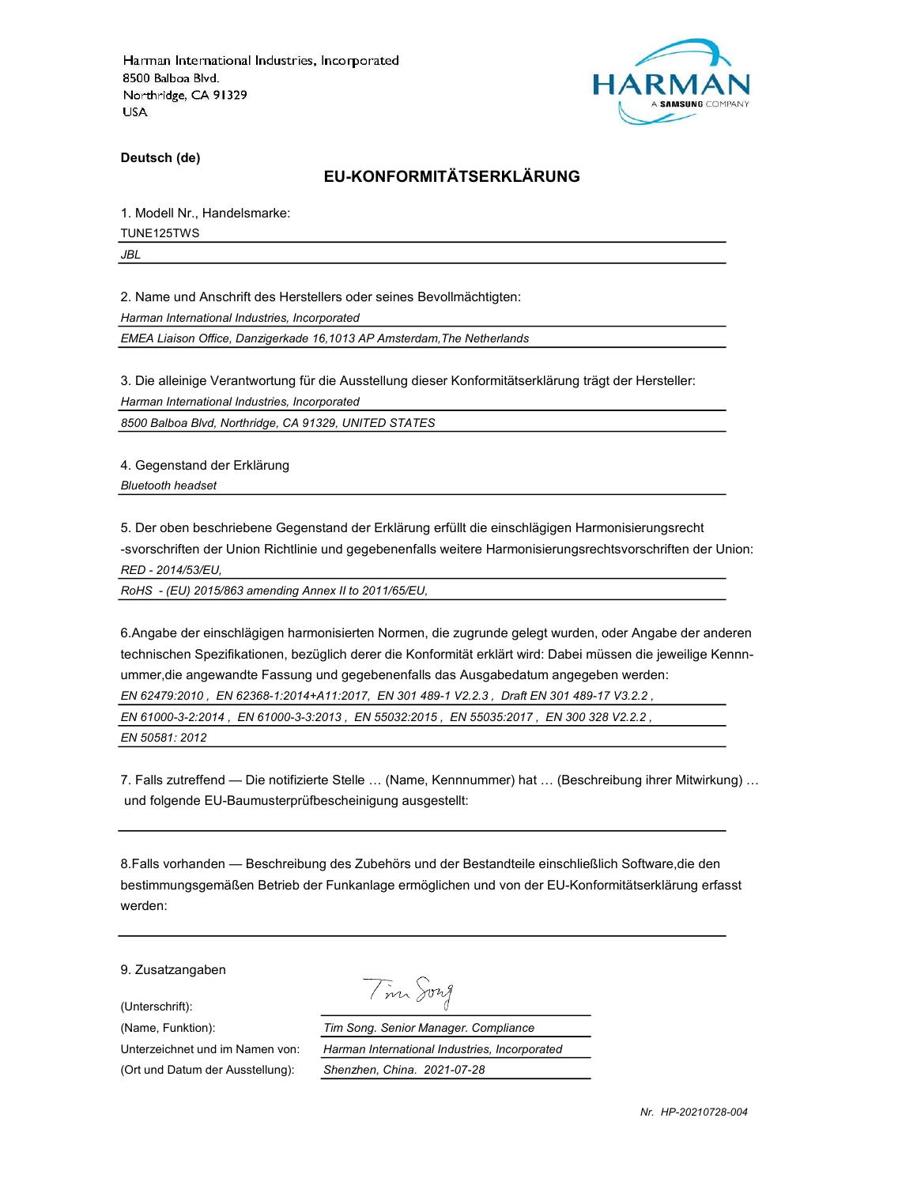Harman International Industries, Incorporated
8500 Balboa Blvd.
Northridge, CA 91329
USA

**Deutsch (de)**

## EU-KONFORMITÄTSERKLÄRUNG

1. Modell Nr., Handelsmarke:

TUNE125TWS

*JBL*

2. Name und Anschrift des Herstellers oder seines Bevollmächtigten:

*Harman International Industries, Incorporated*

*EMEA Liaison Office, Danzigerkade 16,1013 AP Amsterdam,The Netherlands*

3. Die alleinige Verantwortung für die Ausstellung dieser Konformitätserklärung trägt der Hersteller:

*Harman International Industries, Incorporated*

*8500 Balboa Blvd, Northridge, CA 91329, UNITED STATES*

4. Gegenstand der Erklärung

*Bluetooth headset*

5. Der oben beschriebene Gegenstand der Erklärung erfüllt die einschlägigen Harmonisierungsrecht -svorschriften der Union Richtlinie und gegebenenfalls weitere Harmonisierungsrechtsvorschriften der Union:

*RED - 2014/53/EU,*

*RoHS - (EU) 2015/863 amending Annex II to 2011/65/EU,*

6.Angabe der einschlägigen harmonisierten Normen, die zugrunde gelegt wurden, oder Angabe der anderen technischen Spezifikationen, bezüglich derer die Konformität erklärt wird: Dabei müssen die jeweilige Kennn-ummer,die angewandte Fassung und gegebenenfalls das Ausgabedatum angegeben werden:

*EN 62479:2010 , EN 62368-1:2014+A11:2017, EN 301 489-1 V2.2.3 , Draft EN 301 489-17 V3.2.2 ,*

*EN 61000-3-2:2014 , EN 61000-3-3:2013 , EN 55032:2015 , EN 55035:2017 , EN 300 328 V2.2.2 ,*

*EN 50581: 2012*

7. Falls zutreffend — Die notifizierte Stelle … (Name, Kennnummer) hat … (Beschreibung ihrer Mitwirkung) … und folgende EU-Baumusterprüfbescheinigung ausgestellt:

8.Falls vorhanden — Beschreibung des Zubehörs und der Bestandteile einschließlich Software,die den bestimmungsgemäßen Betrieb der Funkanlage ermöglichen und von der EU-Konformitätserklärung erfasst werden:

9. Zusatzangaben

(Unterschrift): Tim Song

(Name, Funktion): *Tim Song. Senior Manager. Compliance*

Unterzeichnet und im Namen von: *Harman International Industries, Incorporated*

(Ort und Datum der Ausstellung): *Shenzhen, China. 2021-07-28*

*Nr. HP-20210728-004*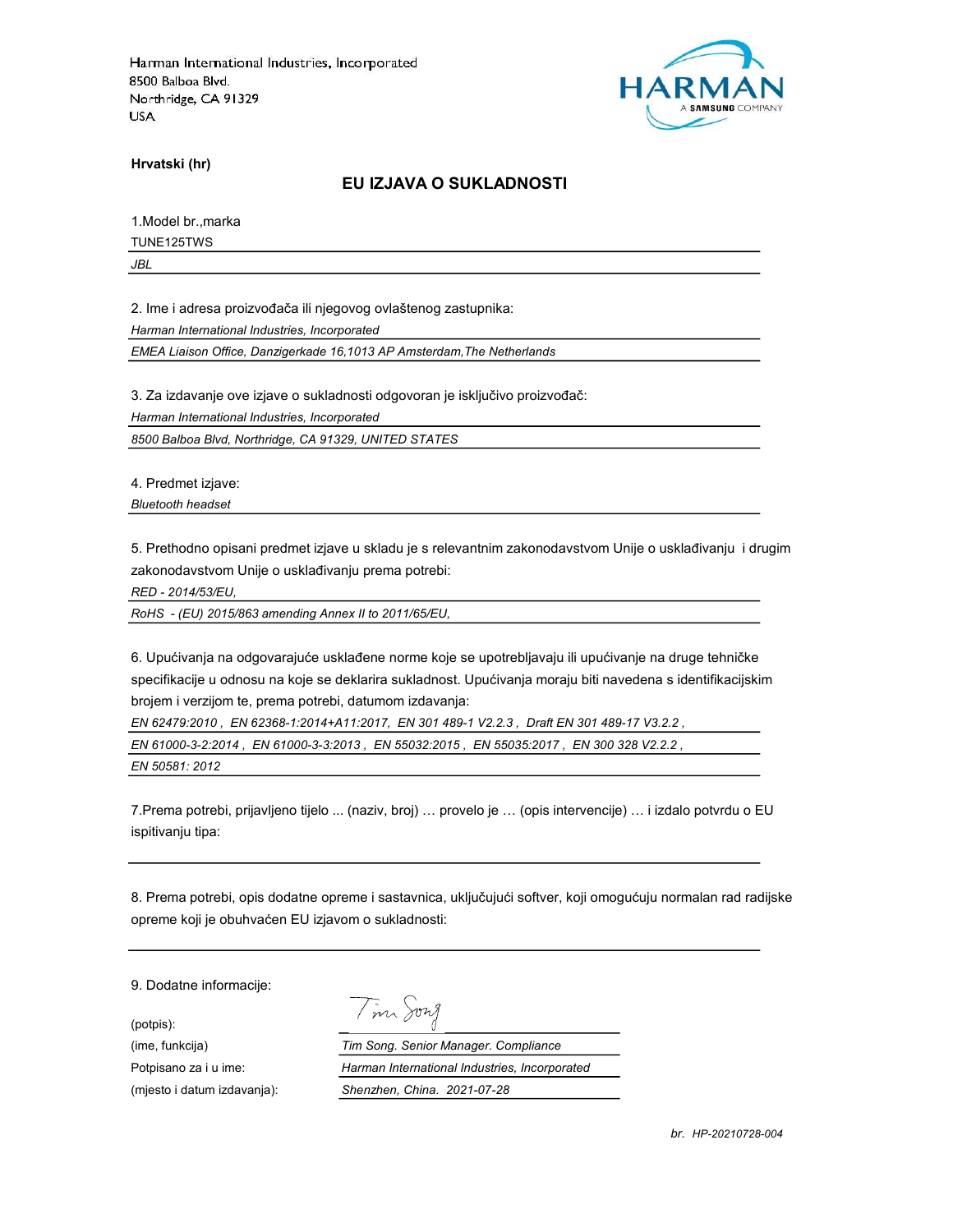Harman International Industries, Incorporated
8500 Balboa Blvd.
Northridge, CA 91329
USA

**Hrvatski (hr)**

## EU IZJAVA O SUKLADNOSTI

1.Model br.,marka

TUNE125TWS

*JBL*

2. Ime i adresa proizvođača ili njegovog ovlaštenog zastupnika:

*Harman International Industries, Incorporated*

*EMEA Liaison Office, Danzigerkade 16,1013 AP Amsterdam,The Netherlands*

3. Za izdavanje ove izjave o sukladnosti odgovoran je isključivo proizvođač:

*Harman International Industries, Incorporated*

*8500 Balboa Blvd, Northridge, CA 91329, UNITED STATES*

4. Predmet izjave:

*Bluetooth headset*

5. Prethodno opisani predmet izjave u skladu je s relevantnim zakonodavstvom Unije o usklađivanju i drugim zakonodavstvom Unije o usklađivanju prema potrebi:

*RED - 2014/53/EU,*

*RoHS - (EU) 2015/863 amending Annex II to 2011/65/EU,*

6. Upućivanja na odgovarajuće usklađene norme koje se upotrebljavaju ili upućivanje na druge tehničke specifikacije u odnosu na koje se deklarira sukladnost. Upućivanja moraju biti navedena s identifikacijskim brojem i verzijom te, prema potrebi, datumom izdavanja:

*EN 62479:2010 , EN 62368-1:2014+A11:2017, EN 301 489-1 V2.2.3 , Draft EN 301 489-17 V3.2.2 ,*

*EN 61000-3-2:2014 , EN 61000-3-3:2013 , EN 55032:2015 , EN 55035:2017 , EN 300 328 V2.2.2 ,*

*EN 50581: 2012*

7.Prema potrebi, prijavljeno tijelo ... (naziv, broj) … provelo je … (opis intervencije) … i izdalo potvrdu o EU ispitivanju tipa:

8. Prema potrebi, opis dodatne opreme i sastavnica, uključujući softver, koji omogućuju normalan rad radijske opreme koji je obuhvaćen EU izjavom o sukladnosti:

9. Dodatne informacije:

| | |
|---|---|
| (potpis): | Tim Song |
| (ime, funkcija) | *Tim Song. Senior Manager. Compliance* |
| Potpisano za i u ime: | *Harman International Industries, Incorporated* |
| (mjesto i datum izdavanja): | *Shenzhen, China. 2021-07-28* |

*br. HP-20210728-004*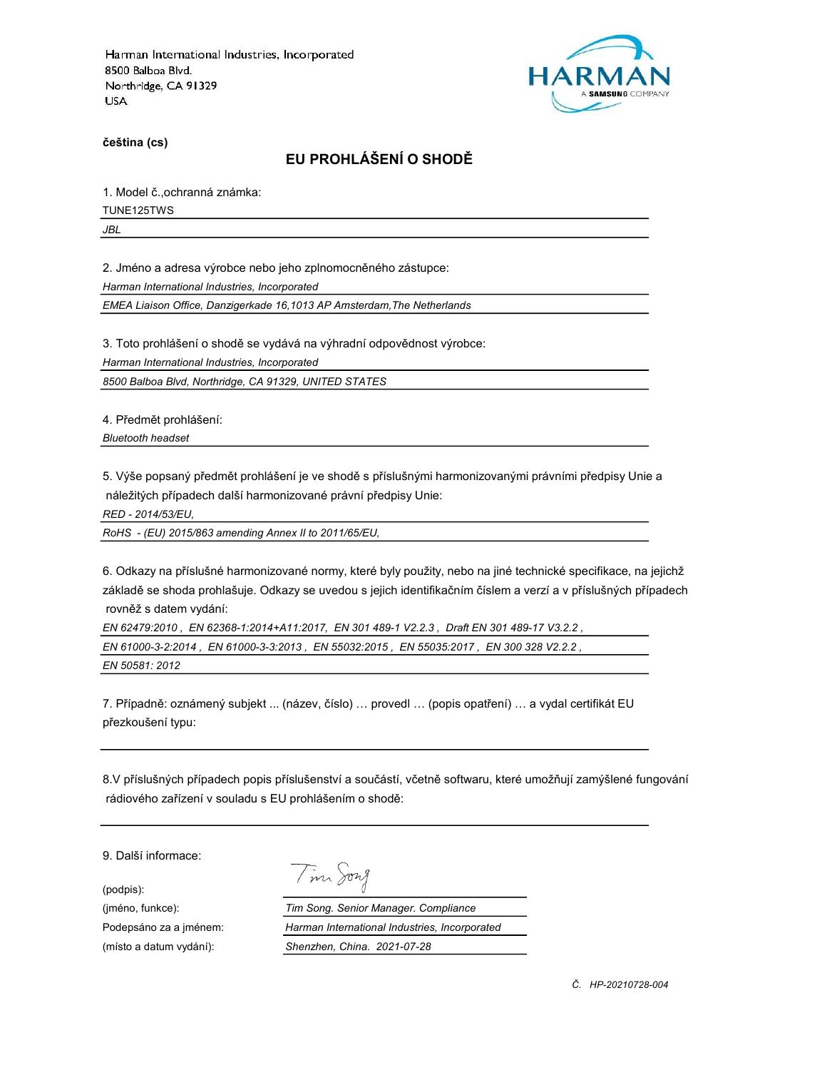Harman International Industries, Incorporated
8500 Balboa Blvd.
Northridge, CA 91329
USA

HARMAN
A SAMSUNG COMPANY

**čeština (cs)**

## EU PROHLÁŠENÍ O SHODĚ

1. Model č.,ochranná známka:

TUNE125TWS

*JBL*

2. Jméno a adresa výrobce nebo jeho zplnomocněného zástupce:

*Harman International Industries, Incorporated*

*EMEA Liaison Office, Danzigerkade 16,1013 AP Amsterdam,The Netherlands*

3. Toto prohlášení o shodě se vydává na výhradní odpovědnost výrobce:

*Harman International Industries, Incorporated*

*8500 Balboa Blvd, Northridge, CA 91329, UNITED STATES*

4. Předmět prohlášení:

*Bluetooth headset*

5. Výše popsaný předmět prohlášení je ve shodě s příslušnými harmonizovanými právními předpisy Unie a náležitých případech další harmonizované právní předpisy Unie:

*RED - 2014/53/EU,*

*RoHS - (EU) 2015/863 amending Annex II to 2011/65/EU,*

6. Odkazy na příslušné harmonizované normy, které byly použity, nebo na jiné technické specifikace, na jejichž základě se shoda prohlašuje. Odkazy se uvedou s jejich identifikačním číslem a verzí a v příslušných případech rovněž s datem vydání:

*EN 62479:2010 , EN 62368-1:2014+A11:2017, EN 301 489-1 V2.2.3 , Draft EN 301 489-17 V3.2.2 ,*

*EN 61000-3-2:2014 , EN 61000-3-3:2013 , EN 55032:2015 , EN 55035:2017 , EN 300 328 V2.2.2 ,*

*EN 50581: 2012*

7. Případně: oznámený subjekt ... (název, číslo) … provedl … (popis opatření) … a vydal certifikát EU přezkoušení typu:

8.V příslušných případech popis příslušenství a součástí, včetně softwaru, které umožňují zamýšlené fungování rádiového zařízení v souladu s EU prohlášením o shodě:

9. Další informace:

(podpis): Tim Song

(jméno, funkce): *Tim Song. Senior Manager. Compliance*

Podepsáno za a jménem: *Harman International Industries, Incorporated*

(místo a datum vydání): *Shenzhen, China. 2021-07-28*

*Č. HP-20210728-004*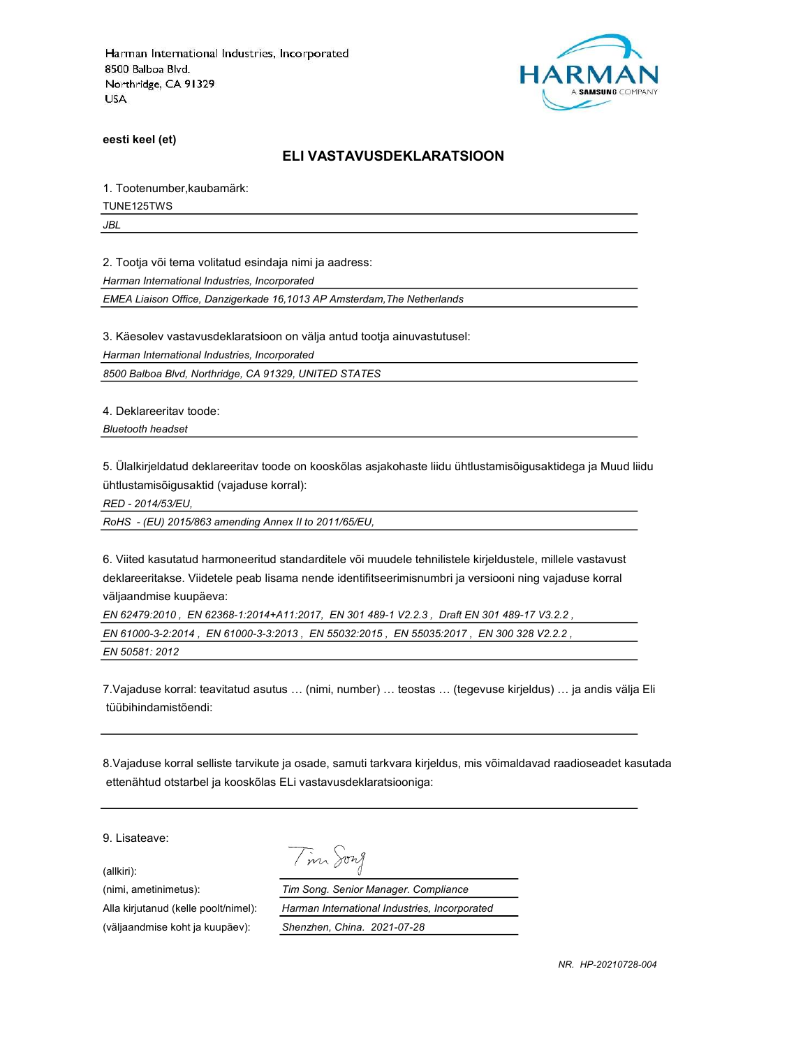Harman International Industries, Incorporated
8500 Balboa Blvd.
Northridge, CA 91329
USA

HARMAN
A SAMSUNG COMPANY

**eesti keel (et)**

## ELI VASTAVUSDEKLARATSIOON

1. Tootenumber,kaubamärk:

TUNE125TWS

*JBL*

2. Tootja või tema volitatud esindaja nimi ja aadress:

*Harman International Industries, Incorporated*

*EMEA Liaison Office, Danzigerkade 16,1013 AP Amsterdam,The Netherlands*

3. Käesolev vastavusdeklaratsioon on välja antud tootja ainuvastutusel:

*Harman International Industries, Incorporated*

*8500 Balboa Blvd, Northridge, CA 91329, UNITED STATES*

4. Deklareeritav toode:

*Bluetooth headset*

5. Ülalkirjeldatud deklareeritav toode on kooskõlas asjakohaste liidu ühtlustamisõigusaktidega ja Muud liidu ühtlustamisõigusaktid (vajaduse korral):

*RED - 2014/53/EU,*

*RoHS - (EU) 2015/863 amending Annex II to 2011/65/EU,*

6. Viited kasutatud harmoneeritud standarditele või muudele tehnilistele kirjeldustele, millele vastavust deklareeritakse. Viidetele peab lisama nende identifitseerimisnumbri ja versiooni ning vajaduse korral väljaandmise kuupäeva:

*EN 62479:2010 , EN 62368-1:2014+A11:2017, EN 301 489-1 V2.2.3 , Draft EN 301 489-17 V3.2.2 ,*

*EN 61000-3-2:2014 , EN 61000-3-3:2013 , EN 55032:2015 , EN 55035:2017 , EN 300 328 V2.2.2 ,*

*EN 50581: 2012*

7.Vajaduse korral: teavitatud asutus … (nimi, number) … teostas … (tegevuse kirjeldus) … ja andis välja Eli tüübihindamistõendi:

8.Vajaduse korral selliste tarvikute ja osade, samuti tarkvara kirjeldus, mis võimaldavad raadioseadet kasutada ettenähtud otstarbel ja kooskõlas ELi vastavusdeklaratsiooniga:

9. Lisateave:

(allkiri): Tim Song

(nimi, ametinimetus): *Tim Song. Senior Manager. Compliance*

Alla kirjutanud (kelle poolt/nimel): *Harman International Industries, Incorporated*

(väljaandmise koht ja kuupäev): *Shenzhen, China. 2021-07-28*

*NR. HP-20210728-004*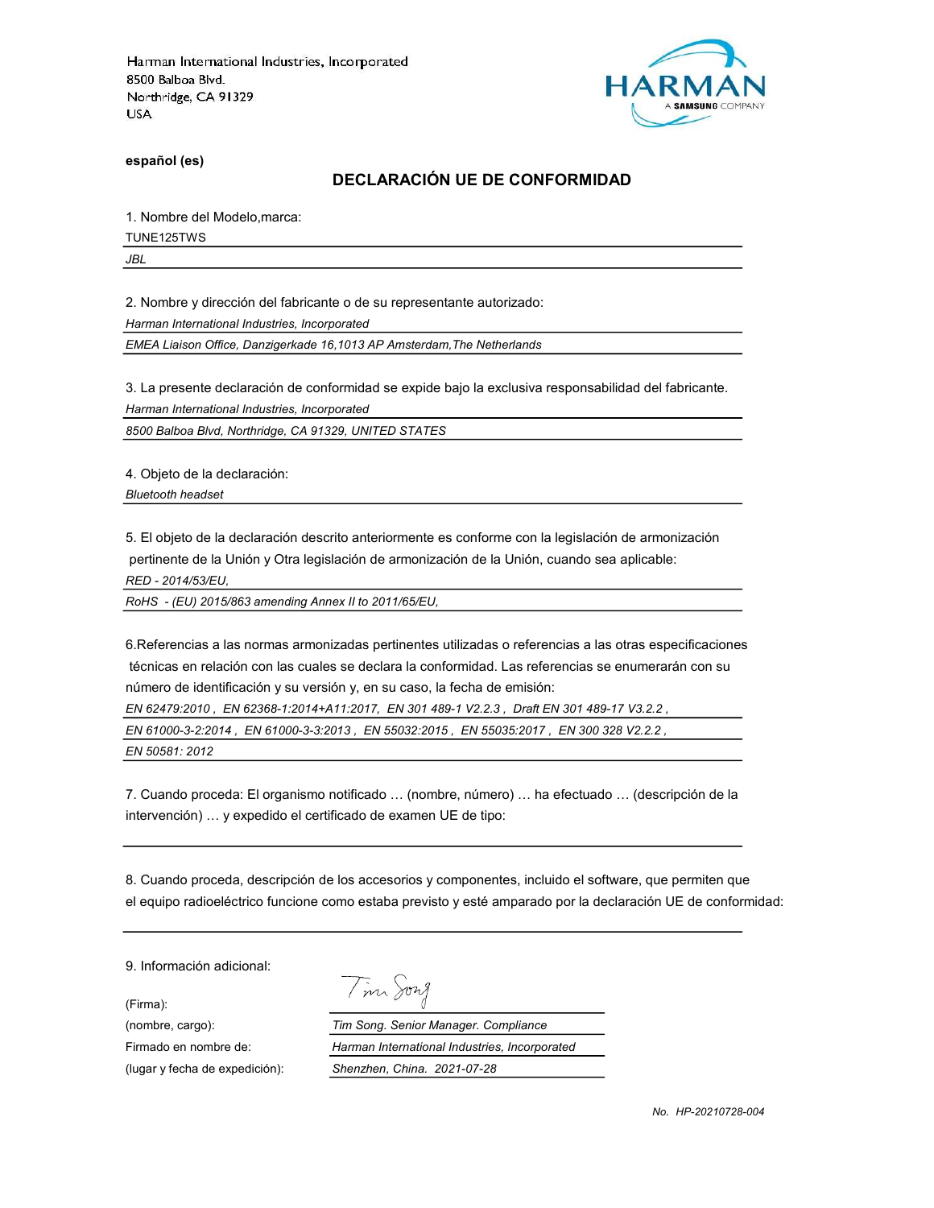Harman International Industries, Incorporated
8500 Balboa Blvd.
Northridge, CA 91329
USA

HARMAN
A SAMSUNG COMPANY

**español (es)**

## DECLARACIÓN UE DE CONFORMIDAD

1. Nombre del Modelo,marca:

TUNE125TWS

*JBL*

2. Nombre y dirección del fabricante o de su representante autorizado:

*Harman International Industries, Incorporated*

*EMEA Liaison Office, Danzigerkade 16,1013 AP Amsterdam,The Netherlands*

3. La presente declaración de conformidad se expide bajo la exclusiva responsabilidad del fabricante.

*Harman International Industries, Incorporated*

*8500 Balboa Blvd, Northridge, CA 91329, UNITED STATES*

4. Objeto de la declaración:

*Bluetooth headset*

5. El objeto de la declaración descrito anteriormente es conforme con la legislación de armonización pertinente de la Unión y Otra legislación de armonización de la Unión, cuando sea aplicable:

*RED - 2014/53/EU,*

*RoHS - (EU) 2015/863 amending Annex II to 2011/65/EU,*

6.Referencias a las normas armonizadas pertinentes utilizadas o referencias a las otras especificaciones técnicas en relación con las cuales se declara la conformidad. Las referencias se enumerarán con su número de identificación y su versión y, en su caso, la fecha de emisión:

*EN 62479:2010 , EN 62368-1:2014+A11:2017, EN 301 489-1 V2.2.3 , Draft EN 301 489-17 V3.2.2 ,*

*EN 61000-3-2:2014 , EN 61000-3-3:2013 , EN 55032:2015 , EN 55035:2017 , EN 300 328 V2.2.2 ,*

*EN 50581: 2012*

7. Cuando proceda: El organismo notificado … (nombre, número) … ha efectuado … (descripción de la intervención) … y expedido el certificado de examen UE de tipo:

8. Cuando proceda, descripción de los accesorios y componentes, incluido el software, que permiten que el equipo radioeléctrico funcione como estaba previsto y esté amparado por la declaración UE de conformidad:

9. Información adicional:

(Firma): Tim Song

(nombre, cargo): *Tim Song. Senior Manager. Compliance*

Firmado en nombre de: *Harman International Industries, Incorporated*

(lugar y fecha de expedición): *Shenzhen, China. 2021-07-28*

*No. HP-20210728-004*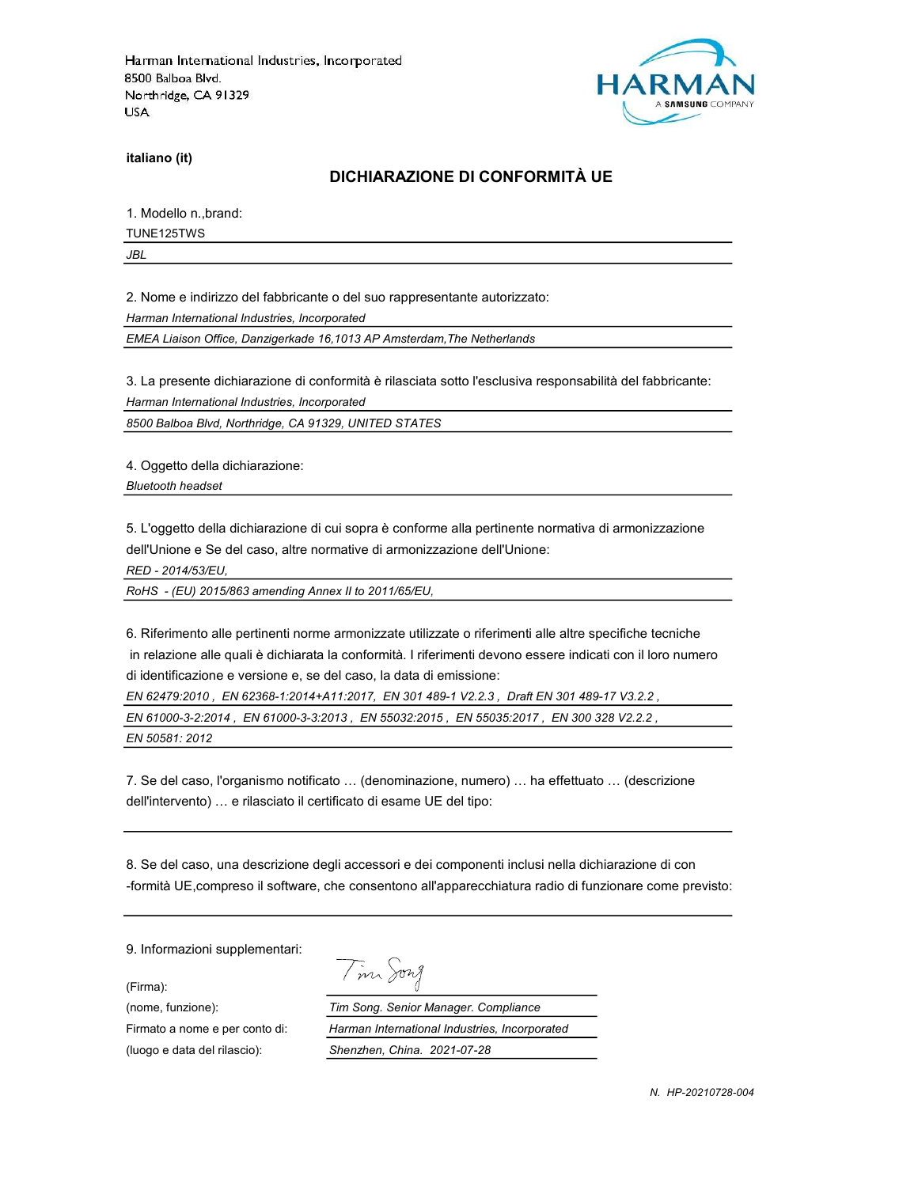Harman International Industries, Incorporated
8500 Balboa Blvd.
Northridge, CA 91329
USA

HARMAN
A SAMSUNG COMPANY

**italiano (it)**

## DICHIARAZIONE DI CONFORMITÀ UE

1. Modello n.,brand:

TUNE125TWS

*JBL*

2. Nome e indirizzo del fabbricante o del suo rappresentante autorizzato:

*Harman International Industries, Incorporated*

*EMEA Liaison Office, Danzigerkade 16,1013 AP Amsterdam,The Netherlands*

3. La presente dichiarazione di conformità è rilasciata sotto l'esclusiva responsabilità del fabbricante:

*Harman International Industries, Incorporated*

*8500 Balboa Blvd, Northridge, CA 91329, UNITED STATES*

4. Oggetto della dichiarazione:

*Bluetooth headset*

5. L'oggetto della dichiarazione di cui sopra è conforme alla pertinente normativa di armonizzazione dell'Unione e Se del caso, altre normative di armonizzazione dell'Unione:

*RED - 2014/53/EU,*

*RoHS - (EU) 2015/863 amending Annex II to 2011/65/EU,*

6. Riferimento alle pertinenti norme armonizzate utilizzate o riferimenti alle altre specifiche tecniche in relazione alle quali è dichiarata la conformità. I riferimenti devono essere indicati con il loro numero di identificazione e versione e, se del caso, la data di emissione:

*EN 62479:2010 , EN 62368-1:2014+A11:2017, EN 301 489-1 V2.2.3 , Draft EN 301 489-17 V3.2.2 ,*

*EN 61000-3-2:2014 , EN 61000-3-3:2013 , EN 55032:2015 , EN 55035:2017 , EN 300 328 V2.2.2 ,*

*EN 50581: 2012*

7. Se del caso, l'organismo notificato … (denominazione, numero) … ha effettuato … (descrizione dell'intervento) … e rilasciato il certificato di esame UE del tipo:

8. Se del caso, una descrizione degli accessori e dei componenti inclusi nella dichiarazione di con -formità UE,compreso il software, che consentono all'apparecchiatura radio di funzionare come previsto:

9. Informazioni supplementari:

| | |
|---|---|
| (Firma): | Tim Song |
| (nome, funzione): | *Tim Song. Senior Manager. Compliance* |
| Firmato a nome e per conto di: | *Harman International Industries, Incorporated* |
| (luogo e data del rilascio): | *Shenzhen, China. 2021-07-28* |

*N. HP-20210728-004*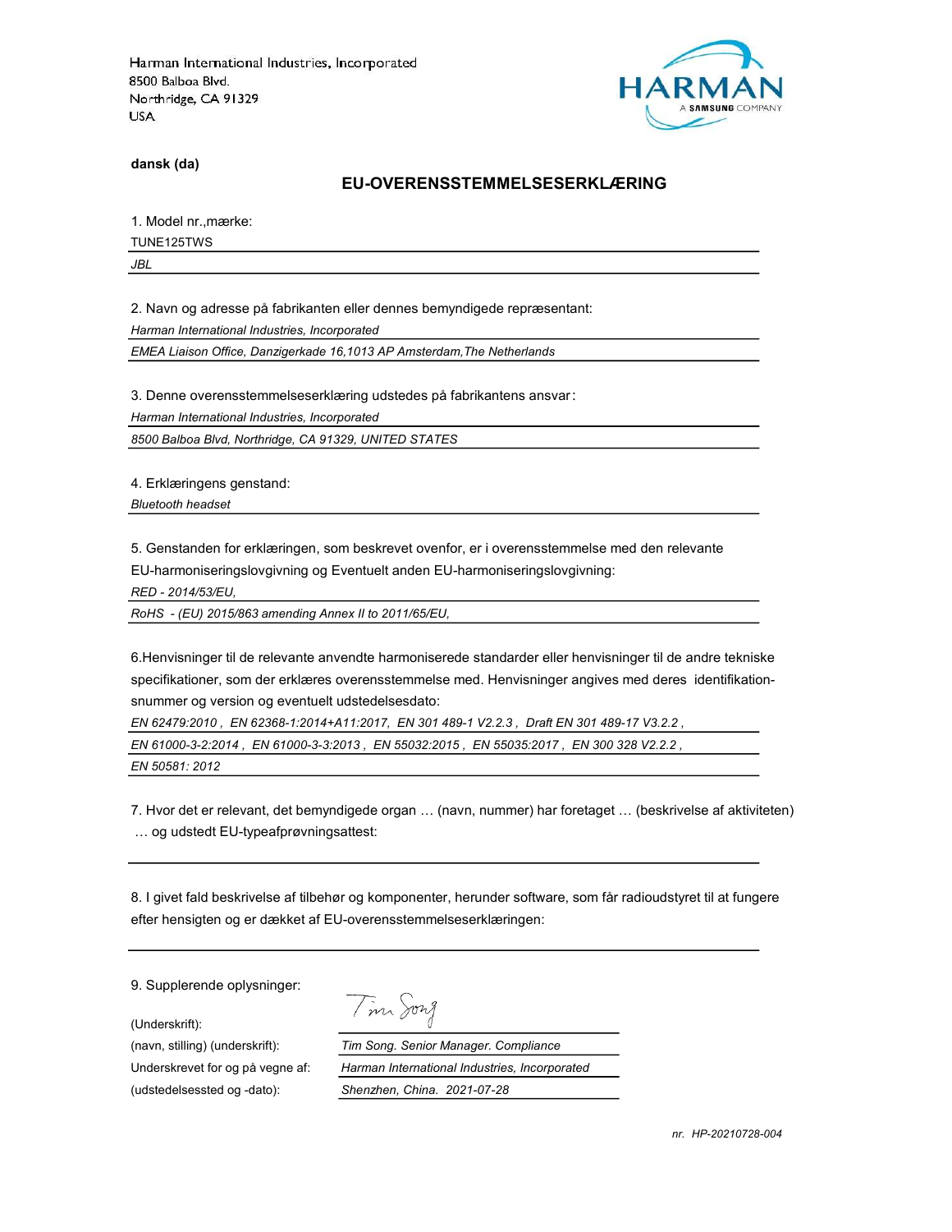Harman International Industries, Incorporated
8500 Balboa Blvd.
Northridge, CA 91329
USA

HARMAN
A SAMSUNG COMPANY

**dansk (da)**

## EU-OVERENSSTEMMELSESERKLÆRING

1. Model nr.,mærke:

TUNE125TWS

*JBL*

2. Navn og adresse på fabrikanten eller dennes bemyndigede repræsentant:

*Harman International Industries, Incorporated*

*EMEA Liaison Office, Danzigerkade 16,1013 AP Amsterdam,The Netherlands*

3. Denne overensstemmelseserklæring udstedes på fabrikantens ansvar:

*Harman International Industries, Incorporated*

*8500 Balboa Blvd, Northridge, CA 91329, UNITED STATES*

4. Erklæringens genstand:

*Bluetooth headset*

5. Genstanden for erklæringen, som beskrevet ovenfor, er i overensstemmelse med den relevante EU-harmoniseringslovgivning og Eventuelt anden EU-harmoniseringslovgivning:

*RED - 2014/53/EU,*

*RoHS - (EU) 2015/863 amending Annex II to 2011/65/EU,*

6.Henvisninger til de relevante anvendte harmoniserede standarder eller henvisninger til de andre tekniske specifikationer, som der erklæres overensstemmelse med. Henvisninger angives med deres identifikation-snummer og version og eventuelt udstedelsesdato:

*EN 62479:2010 , EN 62368-1:2014+A11:2017, EN 301 489-1 V2.2.3 , Draft EN 301 489-17 V3.2.2 ,*

*EN 61000-3-2:2014 , EN 61000-3-3:2013 , EN 55032:2015 , EN 55035:2017 , EN 300 328 V2.2.2 ,*

*EN 50581: 2012*

7. Hvor det er relevant, det bemyndigede organ … (navn, nummer) har foretaget … (beskrivelse af aktiviteten) … og udstedt EU-typeafprøvningsattest:

8. I givet fald beskrivelse af tilbehør og komponenter, herunder software, som får radioudstyret til at fungere efter hensigten og er dækket af EU-overensstemmelseserklæringen:

9. Supplerende oplysninger:

| | |
|---|---|
| (Underskrift): | Tim Song |
| (navn, stilling) (underskrift): | *Tim Song. Senior Manager. Compliance* |
| Underskrevet for og på vegne af: | *Harman International Industries, Incorporated* |
| (udstedelsessted og -dato): | *Shenzhen, China. 2021-07-28* |

*nr. HP-20210728-004*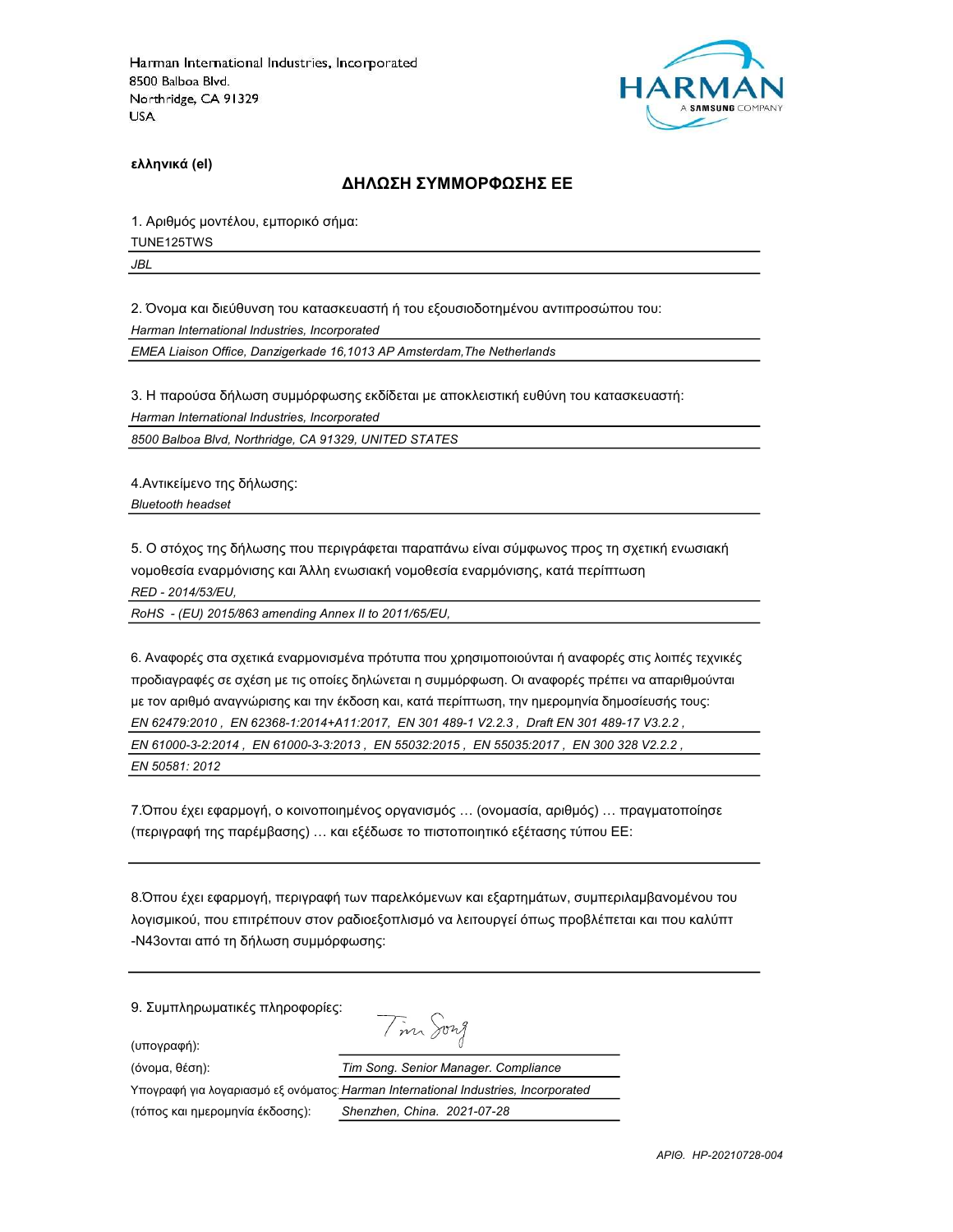Harman International Industries, Incorporated
8500 Balboa Blvd.
Northridge, CA 91329
USA

HARMAN
A SAMSUNG COMPANY

**ελληνικά (el)**

## ΔΗΛΩΣΗ ΣΥΜΜΟΡΦΩΣΗΣ ΕΕ

1. Αριθμός μοντέλου, εμπορικό σήμα:

TUNE125TWS

*JBL*

2. Όνομα και διεύθυνση του κατασκευαστή ή του εξουσιοδοτημένου αντιπροσώπου του:

*Harman International Industries, Incorporated*

*EMEA Liaison Office, Danzigerkade 16,1013 AP Amsterdam,The Netherlands*

3. Η παρούσα δήλωση συμμόρφωσης εκδίδεται με αποκλειστική ευθύνη του κατασκευαστή:

*Harman International Industries, Incorporated*

*8500 Balboa Blvd, Northridge, CA 91329, UNITED STATES*

4.Αντικείμενο της δήλωσης:

*Bluetooth headset*

5. Ο στόχος της δήλωσης που περιγράφεται παραπάνω είναι σύμφωνος προς τη σχετική ενωσιακή νομοθεσία εναρμόνισης και Άλλη ενωσιακή νομοθεσία εναρμόνισης, κατά περίπτωση

*RED - 2014/53/EU,*

*RoHS - (EU) 2015/863 amending Annex II to 2011/65/EU,*

6. Αναφορές στα σχετικά εναρμονισμένα πρότυπα που χρησιμοποιούνται ή αναφορές στις λοιπές τεχνικές προδιαγραφές σε σχέση με τις οποίες δηλώνεται η συμμόρφωση. Οι αναφορές πρέπει να απαριθμούνται με τον αριθμό αναγνώρισης και την έκδοση και, κατά περίπτωση, την ημερομηνία δημοσίευσής τους:

*EN 62479:2010 , EN 62368-1:2014+A11:2017, EN 301 489-1 V2.2.3 , Draft EN 301 489-17 V3.2.2 ,*

*EN 61000-3-2:2014 , EN 61000-3-3:2013 , EN 55032:2015 , EN 55035:2017 , EN 300 328 V2.2.2 ,*

*EN 50581: 2012*

7.Όπου έχει εφαρμογή, ο κοινοποιημένος οργανισμός … (ονομασία, αριθμός) … πραγματοποίησε (περιγραφή της παρέμβασης) … και εξέδωσε το πιστοποιητικό εξέτασης τύπου ΕΕ:

8.Όπου έχει εφαρμογή, περιγραφή των παρελκόμενων και εξαρτημάτων, συμπεριλαμβανομένου του λογισμικού, που επιτρέπουν στον ραδιοεξοπλισμό να λειτουργεί όπως προβλέπεται και που καλύπτ -N43ονται από τη δήλωση συμμόρφωσης:

9. Συμπληρωματικές πληροφορίες:

| | |
|---|---|
| (υπογραφή): | Tim Song |
| (όνομα, θέση): | *Tim Song. Senior Manager. Compliance* |
| Υπογραφή για λογαριασμό εξ ονόματος: | *Harman International Industries, Incorporated* |
| (τόπος και ημερομηνία έκδοσης): | *Shenzhen, China. 2021-07-28* |

*ΑΡΙΘ. HP-20210728-004*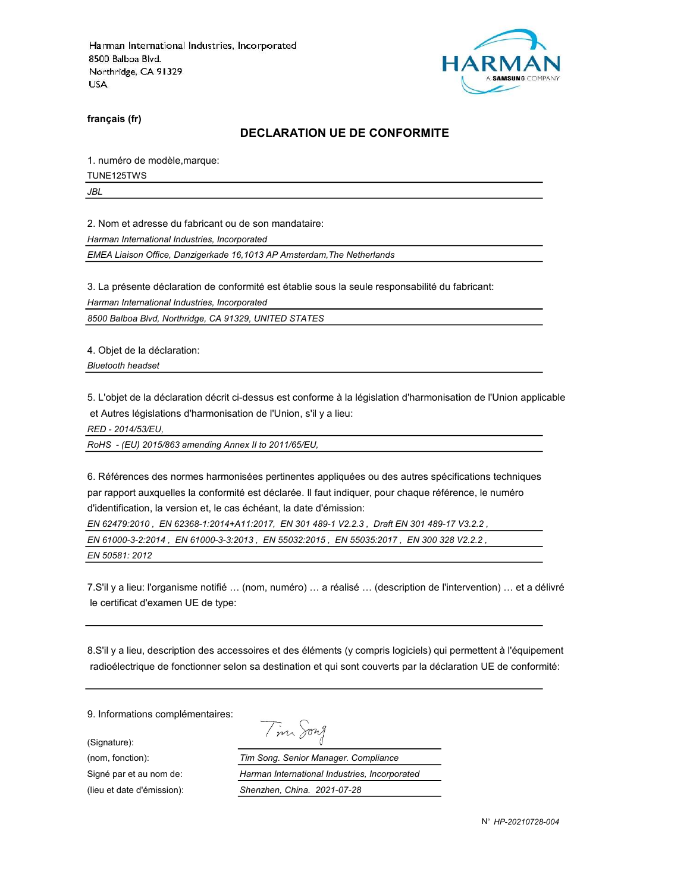Harman International Industries, Incorporated
8500 Balboa Blvd.
Northridge, CA 91329
USA

HARMAN
A SAMSUNG COMPANY

**français (fr)**

## DECLARATION UE DE CONFORMITE

1. numéro de modèle,marque:

TUNE125TWS

*JBL*

2. Nom et adresse du fabricant ou de son mandataire:

*Harman International Industries, Incorporated*

*EMEA Liaison Office, Danzigerkade 16,1013 AP Amsterdam,The Netherlands*

3. La présente déclaration de conformité est établie sous la seule responsabilité du fabricant:

*Harman International Industries, Incorporated*

*8500 Balboa Blvd, Northridge, CA 91329, UNITED STATES*

4. Objet de la déclaration:

*Bluetooth headset*

5. L'objet de la déclaration décrit ci-dessus est conforme à la législation d'harmonisation de l'Union applicable et Autres législations d'harmonisation de l'Union, s'il y a lieu:

*RED - 2014/53/EU,*

*RoHS - (EU) 2015/863 amending Annex II to 2011/65/EU,*

6. Références des normes harmonisées pertinentes appliquées ou des autres spécifications techniques par rapport auxquelles la conformité est déclarée. Il faut indiquer, pour chaque référence, le numéro d'identification, la version et, le cas échéant, la date d'émission:

*EN 62479:2010 , EN 62368-1:2014+A11:2017, EN 301 489-1 V2.2.3 , Draft EN 301 489-17 V3.2.2 ,*

*EN 61000-3-2:2014 , EN 61000-3-3:2013 , EN 55032:2015 , EN 55035:2017 , EN 300 328 V2.2.2 ,*

*EN 50581: 2012*

7.S'il y a lieu: l'organisme notifié … (nom, numéro) … a réalisé … (description de l'intervention) … et a délivré le certificat d'examen UE de type:

8.S'il y a lieu, description des accessoires et des éléments (y compris logiciels) qui permettent à l'équipement radioélectrique de fonctionner selon sa destination et qui sont couverts par la déclaration UE de conformité:

9. Informations complémentaires:

(Signature): Tim Song

(nom, fonction): *Tim Song. Senior Manager. Compliance*

Signé par et au nom de: *Harman International Industries, Incorporated*

(lieu et date d'émission): *Shenzhen, China. 2021-07-28*

N° *HP-20210728-004*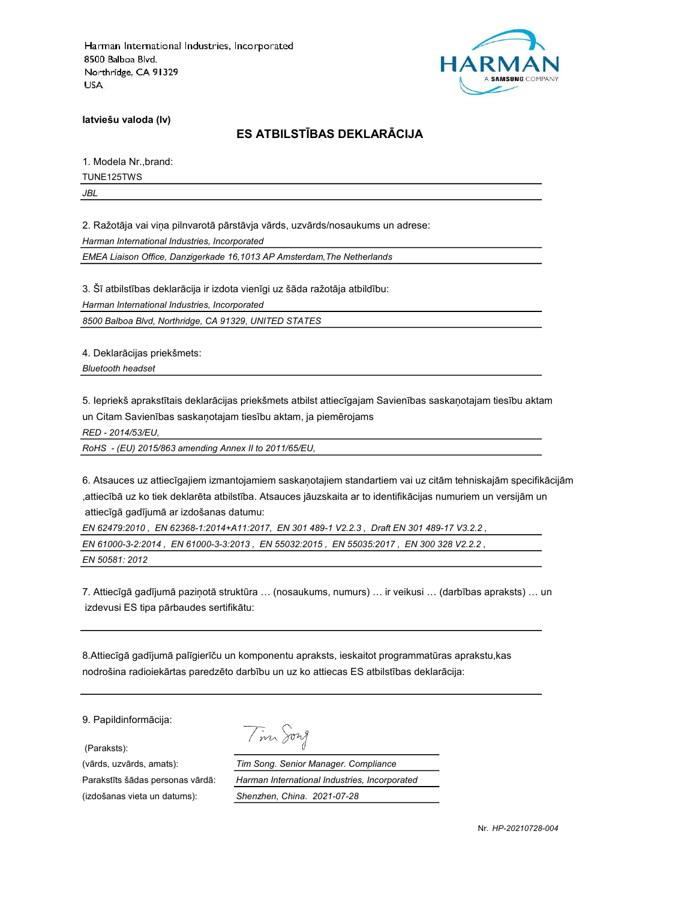Harman International Industries, Incorporated
8500 Balboa Blvd.
Northridge, CA 91329
USA

HARMAN
A SAMSUNG COMPANY

**latviešu valoda (lv)**

## ES ATBILSTĪBAS DEKLARĀCIJA

1. Modela Nr.,brand:

TUNE125TWS

*JBL*

2. Ražotāja vai viņa pilnvarotā pārstāvja vārds, uzvārds/nosaukums un adrese:

*Harman International Industries, Incorporated*

*EMEA Liaison Office, Danzigerkade 16,1013 AP Amsterdam,The Netherlands*

3. Šī atbilstības deklarācija ir izdota vienīgi uz šāda ražotāja atbildību:

*Harman International Industries, Incorporated*

*8500 Balboa Blvd, Northridge, CA 91329, UNITED STATES*

4. Deklarācijas priekšmets:

*Bluetooth headset*

5. Iepriekš aprakstītais deklarācijas priekšmets atbilst attiecīgajam Savienības saskaņotajam tiesību aktam un Citam Savienības saskaņotajam tiesību aktam, ja piemērojams

*RED - 2014/53/EU,*

*RoHS - (EU) 2015/863 amending Annex II to 2011/65/EU,*

6. Atsauces uz attiecīgajiem izmantojamiem saskaņotajiem standartiem vai uz citām tehniskajām specifikācijām ,attiecībā uz ko tiek deklarēta atbilstība. Atsauces jāuzskaita ar to identifikācijas numuriem un versijām un attiecīgā gadījumā ar izdošanas datumu:

*EN 62479:2010 , EN 62368-1:2014+A11:2017, EN 301 489-1 V2.2.3 , Draft EN 301 489-17 V3.2.2 ,*

*EN 61000-3-2:2014 , EN 61000-3-3:2013 , EN 55032:2015 , EN 55035:2017 , EN 300 328 V2.2.2 ,*

*EN 50581: 2012*

7. Attiecīgā gadījumā paziņotā struktūra … (nosaukums, numurs) … ir veikusi … (darbības apraksts) … un izdevusi ES tipa pārbaudes sertifikātu:

8.Attiecīgā gadījumā palīgierīču un komponentu apraksts, ieskaitot programmatūras aprakstu,kas nodrošina radioiekārtas paredzēto darbību un uz ko attiecas ES atbilstības deklarācija:

9. Papildinformācija:

| | |
|---|---|
| (Paraksts): | Tim Song |
| (vārds, uzvārds, amats): | *Tim Song. Senior Manager. Compliance* |
| Parakstīts šādas personas vārdā: | *Harman International Industries, Incorporated* |
| (izdošanas vieta un datums): | *Shenzhen, China. 2021-07-28* |

Nr. *HP-20210728-004*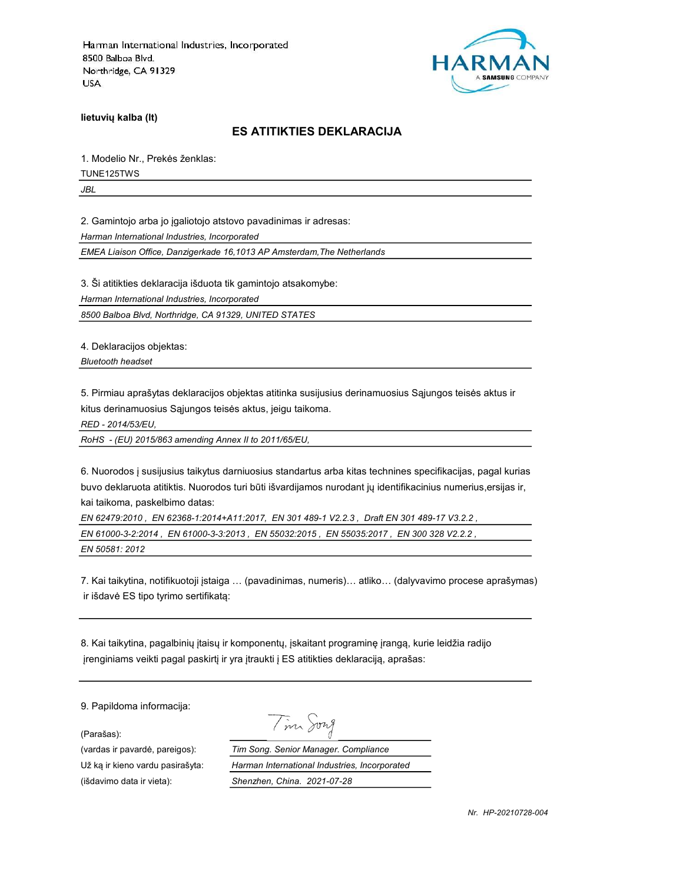Harman International Industries, Incorporated
8500 Balboa Blvd.
Northridge, CA 91329
USA

HARMAN
A SAMSUNG COMPANY

**lietuvių kalba (lt)**

## ES ATITIKTIES DEKLARACIJA

1. Modelio Nr., Prekės ženklas:

TUNE125TWS

*JBL*

2. Gamintojo arba jo įgaliotojo atstovo pavadinimas ir adresas:

*Harman International Industries, Incorporated*

*EMEA Liaison Office, Danzigerkade 16,1013 AP Amsterdam,The Netherlands*

3. Ši atitikties deklaracija išduota tik gamintojo atsakomybe:

*Harman International Industries, Incorporated*

*8500 Balboa Blvd, Northridge, CA 91329, UNITED STATES*

4. Deklaracijos objektas:

*Bluetooth headset*

5. Pirmiau aprašytas deklaracijos objektas atitinka susijusius derinamuosius Sąjungos teisės aktus ir kitus derinamuosius Sąjungos teisės aktus, jeigu taikoma.

*RED - 2014/53/EU,*

*RoHS - (EU) 2015/863 amending Annex II to 2011/65/EU,*

6. Nuorodos į susijusius taikytus darniuosius standartus arba kitas technines specifikacijas, pagal kurias buvo deklaruota atitiktis. Nuorodos turi būti išvardijamos nurodant jų identifikacinius numerius,ersijas ir, kai taikoma, paskelbimo datas:

*EN 62479:2010 , EN 62368-1:2014+A11:2017, EN 301 489-1 V2.2.3 , Draft EN 301 489-17 V3.2.2 ,*

*EN 61000-3-2:2014 , EN 61000-3-3:2013 , EN 55032:2015 , EN 55035:2017 , EN 300 328 V2.2.2 ,*

*EN 50581: 2012*

7. Kai taikytina, notifikuotoji įstaiga … (pavadinimas, numeris)… atliko… (dalyvavimo procese aprašymas) ir išdavė ES tipo tyrimo sertifikatą:

8. Kai taikytina, pagalbinių įtaisų ir komponentų, įskaitant programinę įrangą, kurie leidžia radijo įrenginiams veikti pagal paskirtį ir yra įtraukti į ES atitikties deklaraciją, aprašas:

9. Papildoma informacija:

(Parašas): Tim Song

(vardas ir pavardė, pareigos): *Tim Song. Senior Manager. Compliance*

Už ką ir kieno vardu pasirašyta: *Harman International Industries, Incorporated*

(išdavimo data ir vieta): *Shenzhen, China. 2021-07-28*

*Nr. HP-20210728-004*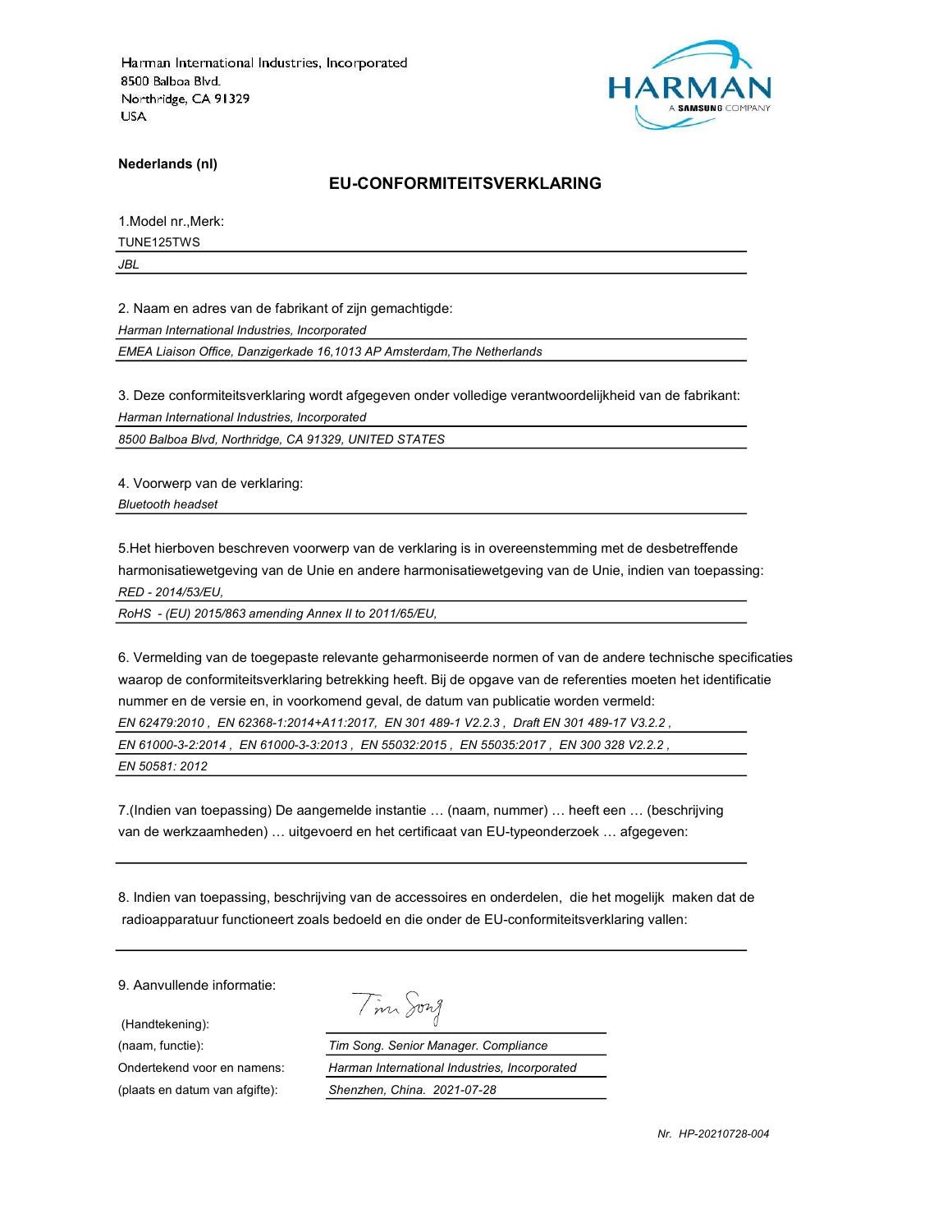Harman International Industries, Incorporated
8500 Balboa Blvd.
Northridge, CA 91329
USA

HARMAN
A SAMSUNG COMPANY

**Nederlands (nl)**

## EU-CONFORMITEITSVERKLARING

1.Model nr.,Merk:

TUNE125TWS

*JBL*

2. Naam en adres van de fabrikant of zijn gemachtigde:

*Harman International Industries, Incorporated*

*EMEA Liaison Office, Danzigerkade 16,1013 AP Amsterdam,The Netherlands*

3. Deze conformiteitsverklaring wordt afgegeven onder volledige verantwoordelijkheid van de fabrikant:

*Harman International Industries, Incorporated*

*8500 Balboa Blvd, Northridge, CA 91329, UNITED STATES*

4. Voorwerp van de verklaring:

*Bluetooth headset*

5.Het hierboven beschreven voorwerp van de verklaring is in overeenstemming met de desbetreffende harmonisatiewetgeving van de Unie en andere harmonisatiewetgeving van de Unie, indien van toepassing:

*RED - 2014/53/EU,*

*RoHS - (EU) 2015/863 amending Annex II to 2011/65/EU,*

6. Vermelding van de toegepaste relevante geharmoniseerde normen of van de andere technische specificaties waarop de conformiteitsverklaring betrekking heeft. Bij de opgave van de referenties moeten het identificatie nummer en de versie en, in voorkomend geval, de datum van publicatie worden vermeld:

*EN 62479:2010 , EN 62368-1:2014+A11:2017, EN 301 489-1 V2.2.3 , Draft EN 301 489-17 V3.2.2 ,*

*EN 61000-3-2:2014 , EN 61000-3-3:2013 , EN 55032:2015 , EN 55035:2017 , EN 300 328 V2.2.2 ,*

*EN 50581: 2012*

7.(Indien van toepassing) De aangemelde instantie … (naam, nummer) … heeft een … (beschrijving van de werkzaamheden) … uitgevoerd en het certificaat van EU-typeonderzoek … afgegeven:

8. Indien van toepassing, beschrijving van de accessoires en onderdelen, die het mogelijk maken dat de radioapparatuur functioneert zoals bedoeld en die onder de EU-conformiteitsverklaring vallen:

9. Aanvullende informatie:

(Handtekening): Tim Song

(naam, functie): *Tim Song. Senior Manager. Compliance*

Ondertekend voor en namens: *Harman International Industries, Incorporated*

(plaats en datum van afgifte): *Shenzhen, China. 2021-07-28*

*Nr. HP-20210728-004*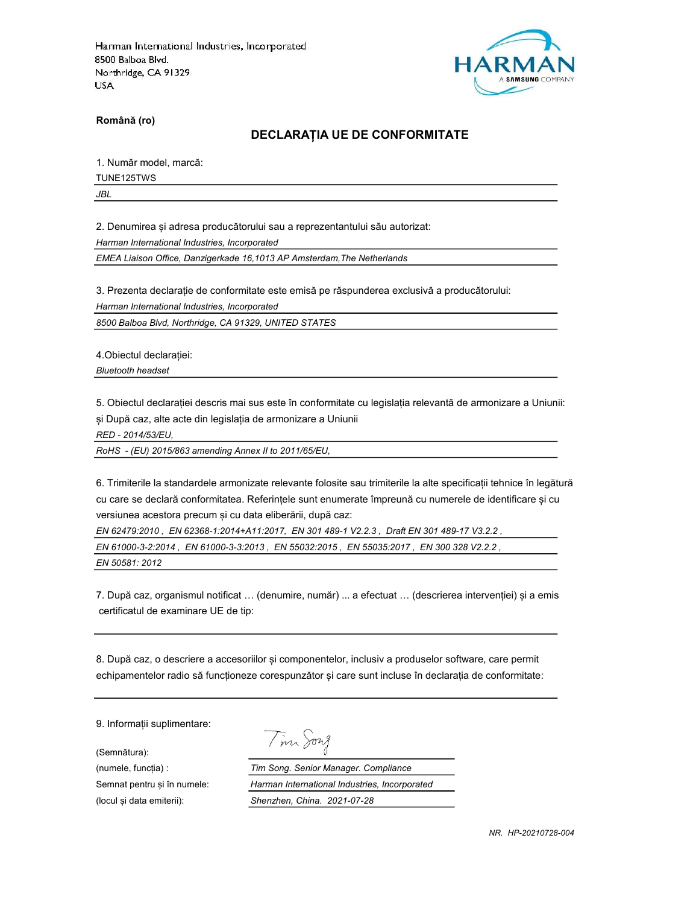Harman International Industries, Incorporated
8500 Balboa Blvd.
Northridge, CA 91329
USA

HARMAN
A SAMSUNG COMPANY

**Română (ro)**

## DECLARAȚIA UE DE CONFORMITATE

1. Număr model, marcă:

TUNE125TWS

*JBL*

2. Denumirea și adresa producătorului sau a reprezentantului său autorizat:

*Harman International Industries, Incorporated*

*EMEA Liaison Office, Danzigerkade 16,1013 AP Amsterdam,The Netherlands*

3. Prezenta declarație de conformitate este emisă pe răspunderea exclusivă a producătorului:

*Harman International Industries, Incorporated*

*8500 Balboa Blvd, Northridge, CA 91329, UNITED STATES*

4.Obiectul declarației:

*Bluetooth headset*

5. Obiectul declarației descris mai sus este în conformitate cu legislația relevantă de armonizare a Uniunii: și După caz, alte acte din legislația de armonizare a Uniunii

*RED - 2014/53/EU,*

*RoHS - (EU) 2015/863 amending Annex II to 2011/65/EU,*

6. Trimiterile la standardele armonizate relevante folosite sau trimiterile la alte specificații tehnice în legătură cu care se declară conformitatea. Referințele sunt enumerate împreună cu numerele de identificare și cu versiunea acestora precum și cu data eliberării, după caz:

*EN 62479:2010 , EN 62368-1:2014+A11:2017, EN 301 489-1 V2.2.3 , Draft EN 301 489-17 V3.2.2 ,*

*EN 61000-3-2:2014 , EN 61000-3-3:2013 , EN 55032:2015 , EN 55035:2017 , EN 300 328 V2.2.2 ,*

*EN 50581: 2012*

7. După caz, organismul notificat … (denumire, număr) ... a efectuat … (descrierea intervenției) și a emis certificatul de examinare UE de tip:

8. După caz, o descriere a accesoriilor și componentelor, inclusiv a produselor software, care permit echipamentelor radio să funcționeze corespunzător și care sunt incluse în declarația de conformitate:

9. Informații suplimentare:

(Semnătura): Tim Song

(numele, funcția) : *Tim Song. Senior Manager. Compliance*

Semnat pentru și în numele: *Harman International Industries, Incorporated*

(locul și data emiterii): *Shenzhen, China. 2021-07-28*

*NR. HP-20210728-004*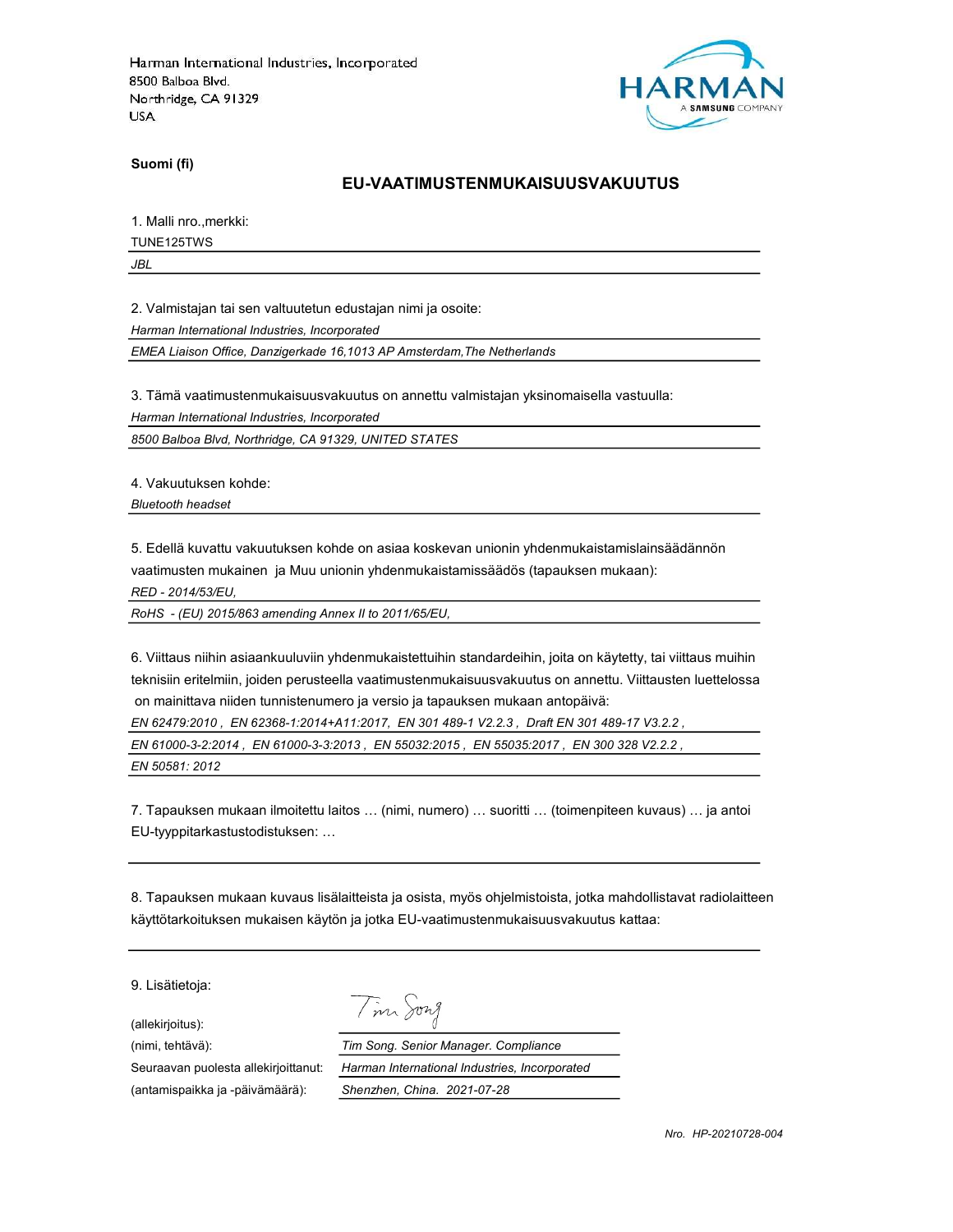Harman International Industries, Incorporated
8500 Balboa Blvd.
Northridge, CA 91329
USA

HARMAN
A SAMSUNG COMPANY

**Suomi (fi)**

## EU-VAATIMUSTENMUKAISUUSVAKUUTUS

1. Malli nro.,merkki:

TUNE125TWS

*JBL*

2. Valmistajan tai sen valtuutetun edustajan nimi ja osoite:

*Harman International Industries, Incorporated*

*EMEA Liaison Office, Danzigerkade 16,1013 AP Amsterdam,The Netherlands*

3. Tämä vaatimustenmukaisuusvakuutus on annettu valmistajan yksinomaisella vastuulla:

*Harman International Industries, Incorporated*

*8500 Balboa Blvd, Northridge, CA 91329, UNITED STATES*

4. Vakuutuksen kohde:

*Bluetooth headset*

5. Edellä kuvattu vakuutuksen kohde on asiaa koskevan unionin yhdenmukaistamislainsäädännön vaatimusten mukainen ja Muu unionin yhdenmukaistamissäädös (tapauksen mukaan):

*RED - 2014/53/EU,*

*RoHS - (EU) 2015/863 amending Annex II to 2011/65/EU,*

6. Viittaus niihin asiaankuuluviin yhdenmukaistettuihin standardeihin, joita on käytetty, tai viittaus muihin teknisiin eritelmiin, joiden perusteella vaatimustenmukaisuusvakuutus on annettu. Viittausten luettelossa on mainittava niiden tunnistenumero ja versio ja tapauksen mukaan antopäivä:

*EN 62479:2010 , EN 62368-1:2014+A11:2017, EN 301 489-1 V2.2.3 , Draft EN 301 489-17 V3.2.2 ,*

*EN 61000-3-2:2014 , EN 61000-3-3:2013 , EN 55032:2015 , EN 55035:2017 , EN 300 328 V2.2.2 ,*

*EN 50581: 2012*

7. Tapauksen mukaan ilmoitettu laitos … (nimi, numero) … suoritti … (toimenpiteen kuvaus) … ja antoi EU-tyyppitarkastustodistuksen: …

8. Tapauksen mukaan kuvaus lisälaitteista ja osista, myös ohjelmistoista, jotka mahdollistavat radiolaitteen käyttötarkoituksen mukaisen käytön ja jotka EU-vaatimustenmukaisuusvakuutus kattaa:

9. Lisätietoja:

| | |
|---|---|
| (allekirjoitus): | Tim Song |
| (nimi, tehtävä): | *Tim Song. Senior Manager. Compliance* |
| Seuraavan puolesta allekirjoittanut: | *Harman International Industries, Incorporated* |
| (antamispaikka ja -päivämäärä): | *Shenzhen, China. 2021-07-28* |

*Nro. HP-20210728-004*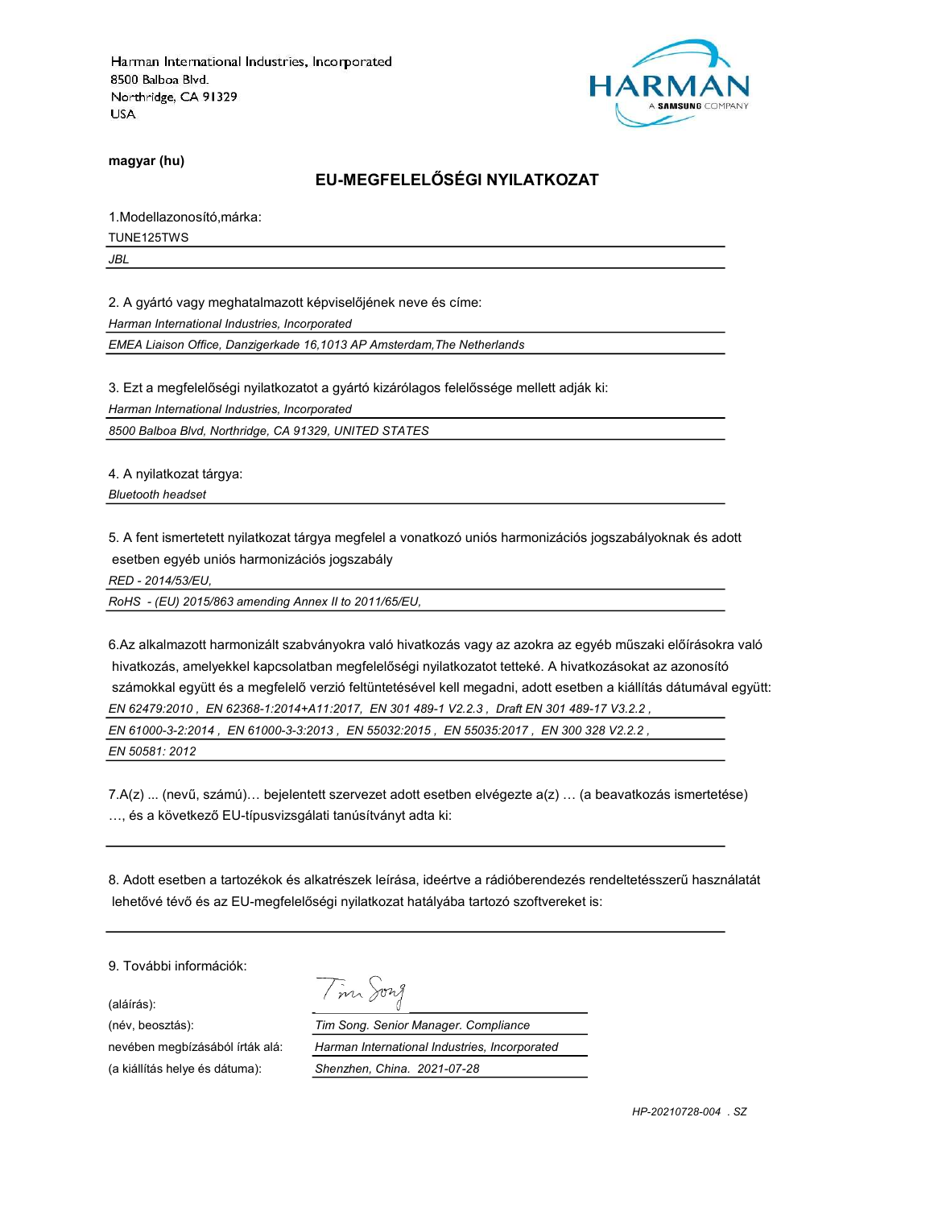Harman International Industries, Incorporated
8500 Balboa Blvd.
Northridge, CA 91329
USA

HARMAN
A SAMSUNG COMPANY

**magyar (hu)**

## EU-MEGFELELŐSÉGI NYILATKOZAT

1.Modellazonosító,márka:

TUNE125TWS

*JBL*

2. A gyártó vagy meghatalmazott képviselőjének neve és címe:

*Harman International Industries, Incorporated*

*EMEA Liaison Office, Danzigerkade 16,1013 AP Amsterdam,The Netherlands*

3. Ezt a megfelelőségi nyilatkozatot a gyártó kizárólagos felelőssége mellett adják ki:

*Harman International Industries, Incorporated*

*8500 Balboa Blvd, Northridge, CA 91329, UNITED STATES*

4. A nyilatkozat tárgya:

*Bluetooth headset*

5. A fent ismertetett nyilatkozat tárgya megfelel a vonatkozó uniós harmonizációs jogszabályoknak és adott esetben egyéb uniós harmonizációs jogszabály

*RED - 2014/53/EU,*

*RoHS - (EU) 2015/863 amending Annex II to 2011/65/EU,*

6.Az alkalmazott harmonizált szabványokra való hivatkozás vagy az azokra az egyéb műszaki előírásokra való hivatkozás, amelyekkel kapcsolatban megfelelőségi nyilatkozatot tetteké. A hivatkozásokat az azonosító számokkal együtt és a megfelelő verzió feltüntetésével kell megadni, adott esetben a kiállítás dátumával együtt:

*EN 62479:2010 , EN 62368-1:2014+A11:2017, EN 301 489-1 V2.2.3 , Draft EN 301 489-17 V3.2.2 ,*

*EN 61000-3-2:2014 , EN 61000-3-3:2013 , EN 55032:2015 , EN 55035:2017 , EN 300 328 V2.2.2 ,*

*EN 50581: 2012*

7.A(z) ... (nevű, számú)… bejelentett szervezet adott esetben elvégezte a(z) … (a beavatkozás ismertetése) …, és a következő EU-típusvizsgálati tanúsítványt adta ki:

8. Adott esetben a tartozékok és alkatrészek leírása, ideértve a rádióberendezés rendeltetésszerű használatát lehetővé tévő és az EU-megfelelőségi nyilatkozat hatályába tartozó szoftvereket is:

9. További információk:

(aláírás): Tim Song

(név, beosztás): *Tim Song. Senior Manager. Compliance*

nevében megbízásából írták alá: *Harman International Industries, Incorporated*

(a kiállítás helye és dátuma): *Shenzhen, China. 2021-07-28*

*HP-20210728-004 . SZ*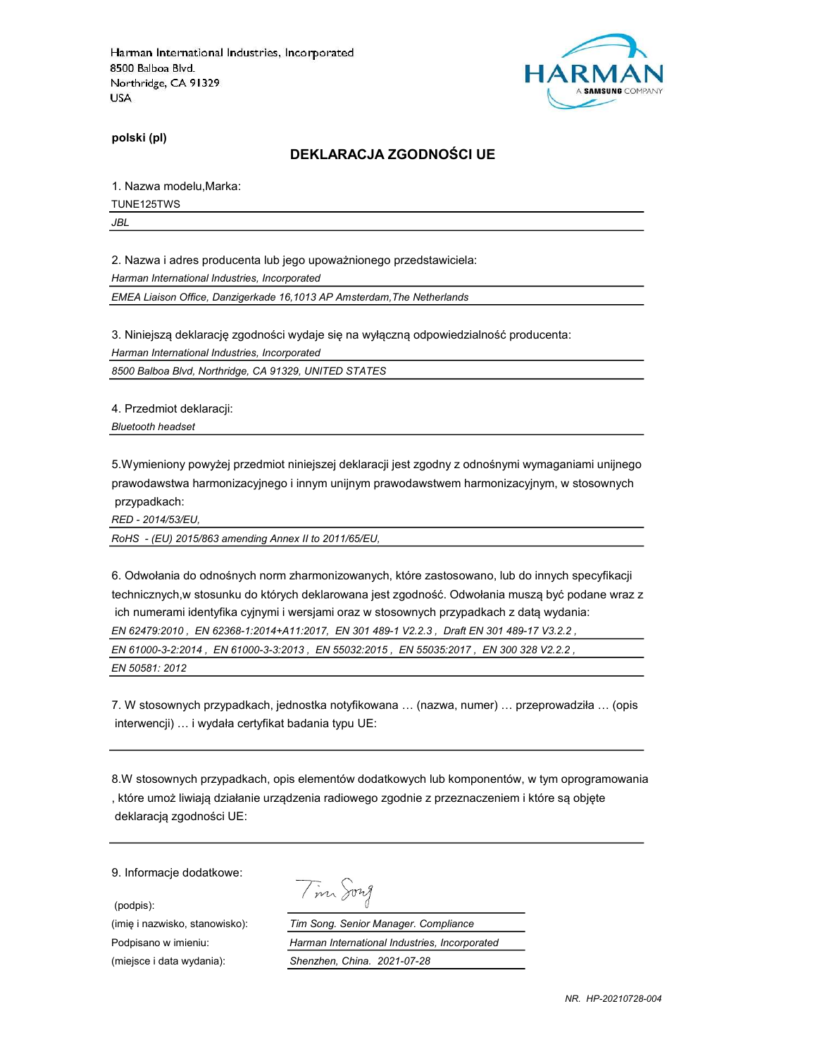Harman International Industries, Incorporated
8500 Balboa Blvd.
Northridge, CA 91329
USA

HARMAN
A SAMSUNG COMPANY

**polski (pl)**

## DEKLARACJA ZGODNOŚCI UE

1. Nazwa modelu,Marka:

TUNE125TWS

*JBL*

2. Nazwa i adres producenta lub jego upoważnionego przedstawiciela:

*Harman International Industries, Incorporated*

*EMEA Liaison Office, Danzigerkade 16,1013 AP Amsterdam,The Netherlands*

3. Niniejszą deklarację zgodności wydaje się na wyłączną odpowiedzialność producenta:

*Harman International Industries, Incorporated*

*8500 Balboa Blvd, Northridge, CA 91329, UNITED STATES*

4. Przedmiot deklaracji:

*Bluetooth headset*

5.Wymieniony powyżej przedmiot niniejszej deklaracji jest zgodny z odnośnymi wymaganiami unijnego prawodawstwa harmonizacyjnego i innym unijnym prawodawstwem harmonizacyjnym, w stosownych przypadkach:

*RED - 2014/53/EU,*

*RoHS - (EU) 2015/863 amending Annex II to 2011/65/EU,*

6. Odwołania do odnośnych norm zharmonizowanych, które zastosowano, lub do innych specyfikacji technicznych,w stosunku do których deklarowana jest zgodność. Odwołania muszą być podane wraz z ich numerami identyfika cyjnymi i wersjami oraz w stosownych przypadkach z datą wydania:

*EN 62479:2010 , EN 62368-1:2014+A11:2017, EN 301 489-1 V2.2.3 , Draft EN 301 489-17 V3.2.2 ,*

*EN 61000-3-2:2014 , EN 61000-3-3:2013 , EN 55032:2015 , EN 55035:2017 , EN 300 328 V2.2.2 ,*

*EN 50581: 2012*

7. W stosownych przypadkach, jednostka notyfikowana … (nazwa, numer) … przeprowadziła … (opis interwencji) … i wydała certyfikat badania typu UE:

8.W stosownych przypadkach, opis elementów dodatkowych lub komponentów, w tym oprogramowania , które umoż liwiają działanie urządzenia radiowego zgodnie z przeznaczeniem i które są objęte deklaracją zgodności UE:

9. Informacje dodatkowe:

(podpis): Tim Song

(imię i nazwisko, stanowisko): *Tim Song. Senior Manager. Compliance*

Podpisano w imieniu: *Harman International Industries, Incorporated*

(miejsce i data wydania): *Shenzhen, China. 2021-07-28*

*NR. HP-20210728-004*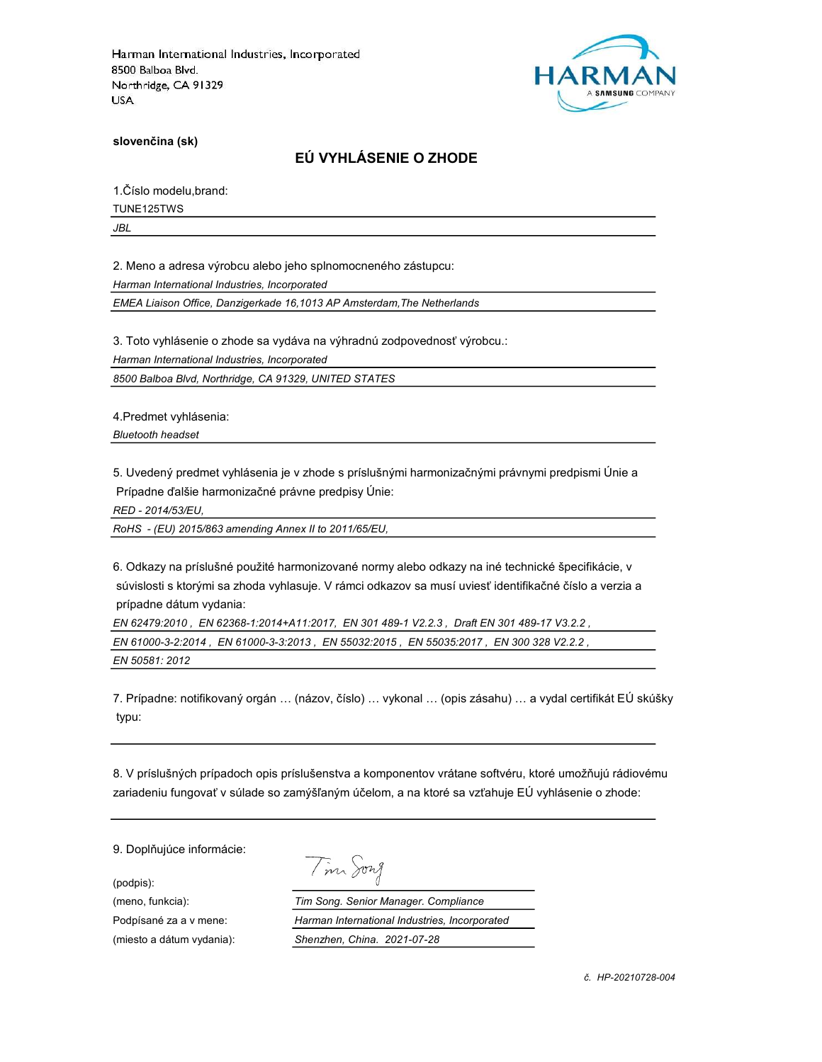Harman International Industries, Incorporated
8500 Balboa Blvd.
Northridge, CA 91329
USA

HARMAN
A SAMSUNG COMPANY

**slovenčina (sk)**

## EÚ VYHLÁSENIE O ZHODE

1.Číslo modelu,brand:

TUNE125TWS

*JBL*

2. Meno a adresa výrobcu alebo jeho splnomocneného zástupcu:

*Harman International Industries, Incorporated*

*EMEA Liaison Office, Danzigerkade 16,1013 AP Amsterdam,The Netherlands*

3. Toto vyhlásenie o zhode sa vydáva na výhradnú zodpovednosť výrobcu.:

*Harman International Industries, Incorporated*

*8500 Balboa Blvd, Northridge, CA 91329, UNITED STATES*

4.Predmet vyhlásenia:

*Bluetooth headset*

5. Uvedený predmet vyhlásenia je v zhode s príslušnými harmonizačnými právnymi predpismi Únie a Prípadne ďalšie harmonizačné právne predpisy Únie:

*RED - 2014/53/EU,*

*RoHS - (EU) 2015/863 amending Annex II to 2011/65/EU,*

6. Odkazy na príslušné použité harmonizované normy alebo odkazy na iné technické špecifikácie, v súvislosti s ktorými sa zhoda vyhlasuje. V rámci odkazov sa musí uviesť identifikačné číslo a verzia a prípadne dátum vydania:

*EN 62479:2010 , EN 62368-1:2014+A11:2017, EN 301 489-1 V2.2.3 , Draft EN 301 489-17 V3.2.2 ,*

*EN 61000-3-2:2014 , EN 61000-3-3:2013 , EN 55032:2015 , EN 55035:2017 , EN 300 328 V2.2.2 ,*

*EN 50581: 2012*

7. Prípadne: notifikovaný orgán … (názov, číslo) … vykonal … (opis zásahu) … a vydal certifikát EÚ skúšky typu:

8. V príslušných prípadoch opis príslušenstva a komponentov vrátane softvéru, ktoré umožňujú rádiovému zariadeniu fungovať v súlade so zamýšľaným účelom, a na ktoré sa vzťahuje EÚ vyhlásenie o zhode:

9. Doplňujúce informácie:

| | |
|---|---|
| (podpis): | Tim Song |
| (meno, funkcia): | *Tim Song. Senior Manager. Compliance* |
| Podpísané za a v mene: | *Harman International Industries, Incorporated* |
| (miesto a dátum vydania): | *Shenzhen, China. 2021-07-28* |

*č. HP-20210728-004*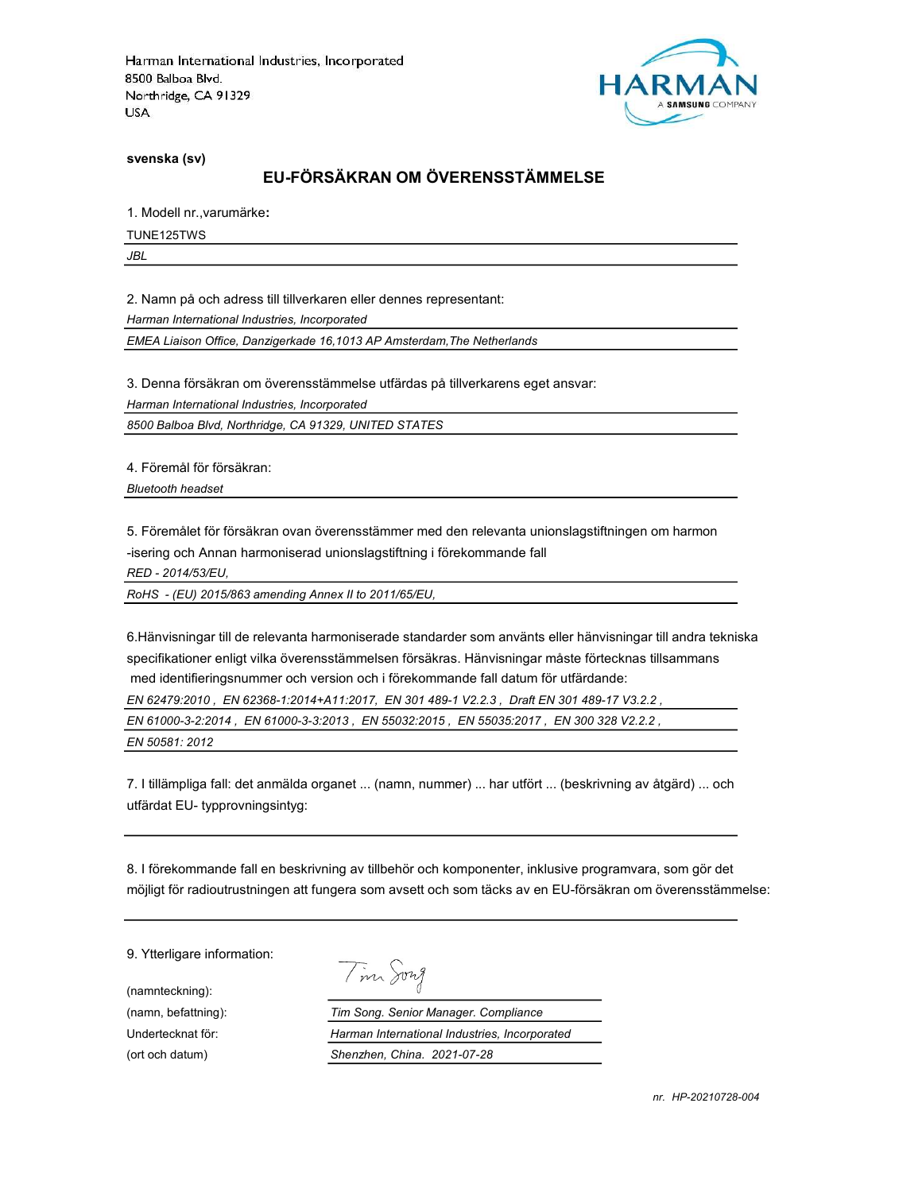Harman International Industries, Incorporated
8500 Balboa Blvd.
Northridge, CA 91329
USA

HARMAN
A SAMSUNG COMPANY

**svenska (sv)**

## EU-FÖRSÄKRAN OM ÖVERENSSTÄMMELSE

1. Modell nr.,varumärke**:**

TUNE125TWS

*JBL*

2. Namn på och adress till tillverkaren eller dennes representant:

*Harman International Industries, Incorporated*

*EMEA Liaison Office, Danzigerkade 16,1013 AP Amsterdam,The Netherlands*

3. Denna försäkran om överensstämmelse utfärdas på tillverkarens eget ansvar:

*Harman International Industries, Incorporated*

*8500 Balboa Blvd, Northridge, CA 91329, UNITED STATES*

4. Föremål för försäkran:

*Bluetooth headset*

5. Föremålet för försäkran ovan överensstämmer med den relevanta unionslagstiftningen om harmon -isering och Annan harmoniserad unionslagstiftning i förekommande fall

*RED - 2014/53/EU,*

*RoHS - (EU) 2015/863 amending Annex II to 2011/65/EU,*

6.Hänvisningar till de relevanta harmoniserade standarder som använts eller hänvisningar till andra tekniska specifikationer enligt vilka överensstämmelsen försäkras. Hänvisningar måste förtecknas tillsammans med identifieringsnummer och version och i förekommande fall datum för utfärdande:

*EN 62479:2010 , EN 62368-1:2014+A11:2017, EN 301 489-1 V2.2.3 , Draft EN 301 489-17 V3.2.2 ,*

*EN 61000-3-2:2014 , EN 61000-3-3:2013 , EN 55032:2015 , EN 55035:2017 , EN 300 328 V2.2.2 ,*

*EN 50581: 2012*

7. I tillämpliga fall: det anmälda organet ... (namn, nummer) ... har utfört ... (beskrivning av åtgärd) ... och utfärdat EU- typprovningsintyg:

8. I förekommande fall en beskrivning av tillbehör och komponenter, inklusive programvara, som gör det möjligt för radioutrustningen att fungera som avsett och som täcks av en EU-försäkran om överensstämmelse:

9. Ytterligare information:

(namnteckning): Tim Song

(namn, befattning): *Tim Song. Senior Manager. Compliance*

Undertecknat för: *Harman International Industries, Incorporated*

(ort och datum) *Shenzhen, China. 2021-07-28*

*nr. HP-20210728-004*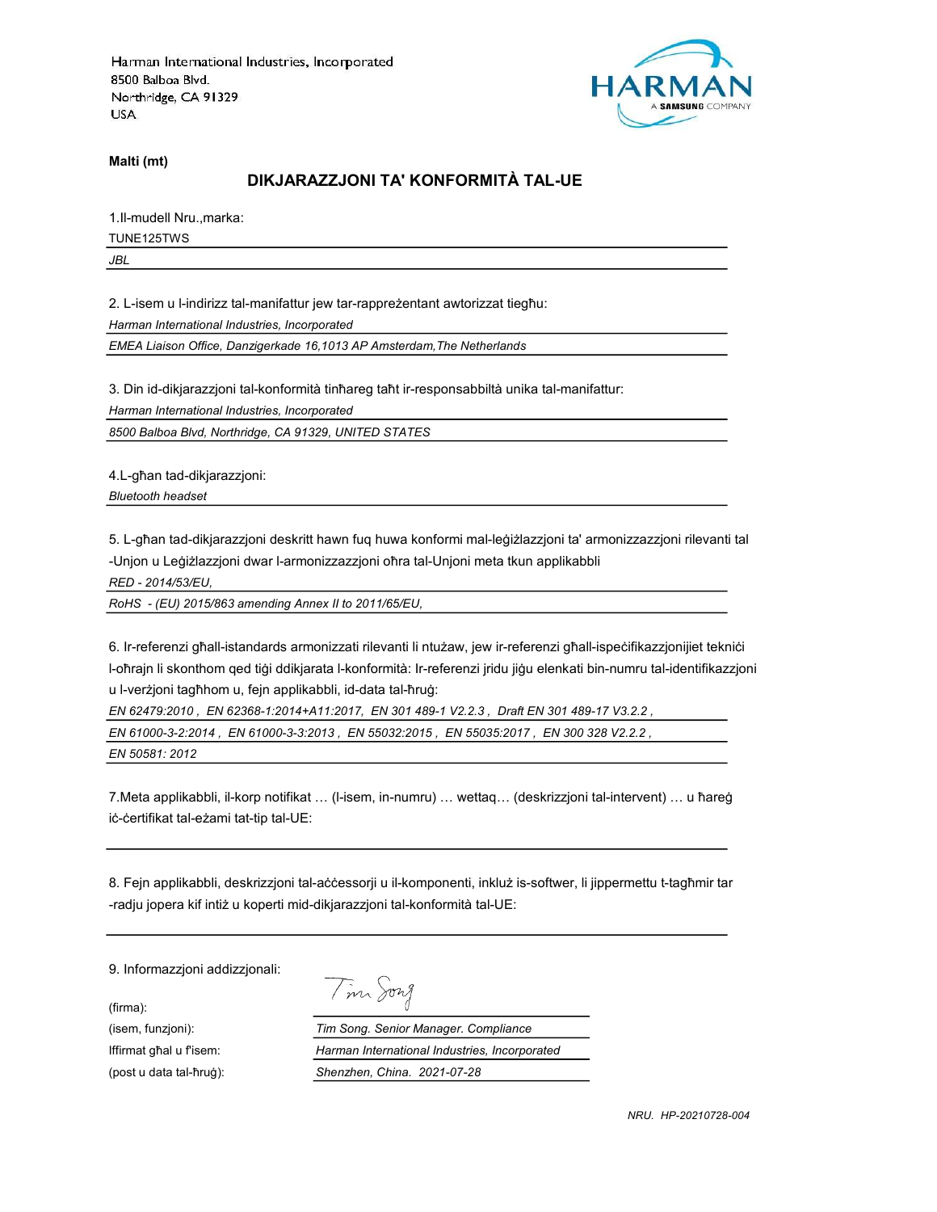Harman International Industries, Incorporated
8500 Balboa Blvd.
Northridge, CA 91329
USA

HARMAN
A SAMSUNG COMPANY

**Malti (mt)**

## DIKJARAZZJONI TA' KONFORMITÀ TAL-UE

1.Il-mudell Nru.,marka:

TUNE125TWS

*JBL*

2. L-isem u l-indirizz tal-manifattur jew tar-rappreżentant awtorizzat tiegħu:

*Harman International Industries, Incorporated*

*EMEA Liaison Office, Danzigerkade 16,1013 AP Amsterdam,The Netherlands*

3. Din id-dikjarazzjoni tal-konformità tinħareg taħt ir-responsabbiltà unika tal-manifattur:

*Harman International Industries, Incorporated*

*8500 Balboa Blvd, Northridge, CA 91329, UNITED STATES*

4.L-għan tad-dikjarazzjoni:

*Bluetooth headset*

5. L-għan tad-dikjarazzjoni deskritt hawn fuq huwa konformi mal-leġiżlazzjoni ta' armonizzazzjoni rilevanti tal -Unjon u Leġiżlazzjoni dwar l-armonizzazzjoni oħra tal-Unjoni meta tkun applikabbli

*RED - 2014/53/EU,*

*RoHS - (EU) 2015/863 amending Annex II to 2011/65/EU,*

6. Ir-referenzi għall-istandards armonizzati rilevanti li ntużaw, jew ir-referenzi għall-ispeċifikazzjonijiet tekniċi l-oħrajn li skonthom qed tiġi ddikjarata l-konformità: Ir-referenzi jridu jiġu elenkati bin-numru tal-identifikazzjoni u l-verżjoni tagħhom u, fejn applikabbli, id-data tal-ħruġ:

*EN 62479:2010 , EN 62368-1:2014+A11:2017, EN 301 489-1 V2.2.3 , Draft EN 301 489-17 V3.2.2 ,*

*EN 61000-3-2:2014 , EN 61000-3-3:2013 , EN 55032:2015 , EN 55035:2017 , EN 300 328 V2.2.2 ,*

*EN 50581: 2012*

7.Meta applikabbli, il-korp notifikat … (l-isem, in-numru) … wettaq… (deskrizzjoni tal-intervent) … u ħareġ iċ-ċertifikat tal-eżami tat-tip tal-UE:

8. Fejn applikabbli, deskrizzjoni tal-aċċessorji u il-komponenti, inkluż is-softwer, li jippermettu t-tagħmir tar -radju jopera kif intiż u koperti mid-dikjarazzjoni tal-konformità tal-UE:

9. Informazzjoni addizzjonali:

(firma): Tim Song

(isem, funzjoni): *Tim Song. Senior Manager. Compliance*

Iffirmat għal u f'isem: *Harman International Industries, Incorporated*

(post u data tal-ħruġ): *Shenzhen, China. 2021-07-28*

*NRU. HP-20210728-004*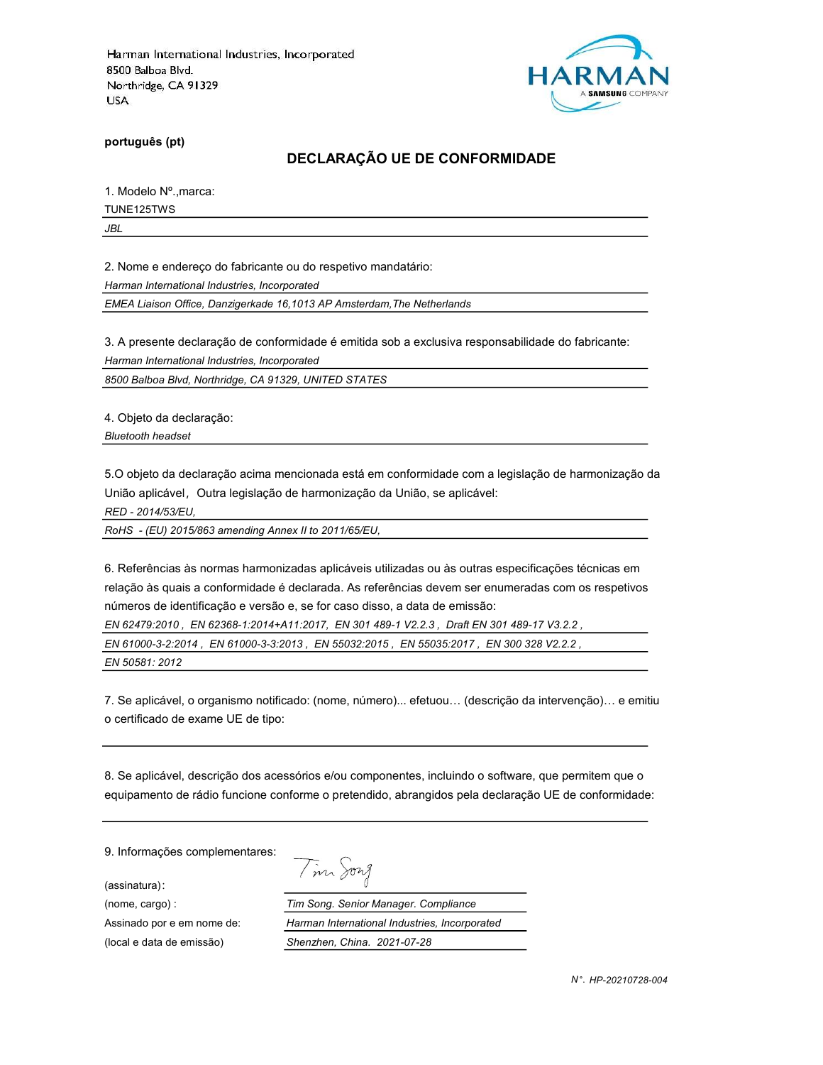Harman International Industries, Incorporated
8500 Balboa Blvd.
Northridge, CA 91329
USA

HARMAN
A SAMSUNG COMPANY

**português (pt)**

## DECLARAÇÃO UE DE CONFORMIDADE

1. Modelo Nº.,marca:

TUNE125TWS

*JBL*

2. Nome e endereço do fabricante ou do respetivo mandatário:

*Harman International Industries, Incorporated*

*EMEA Liaison Office, Danzigerkade 16,1013 AP Amsterdam,The Netherlands*

3. A presente declaração de conformidade é emitida sob a exclusiva responsabilidade do fabricante:

*Harman International Industries, Incorporated*

*8500 Balboa Blvd, Northridge, CA 91329, UNITED STATES*

4. Objeto da declaração:

*Bluetooth headset*

5.O objeto da declaração acima mencionada está em conformidade com a legislação de harmonização da União aplicável，Outra legislação de harmonização da União, se aplicável:

*RED - 2014/53/EU,*

*RoHS - (EU) 2015/863 amending Annex II to 2011/65/EU,*

6. Referências às normas harmonizadas aplicáveis utilizadas ou às outras especificações técnicas em relação às quais a conformidade é declarada. As referências devem ser enumeradas com os respetivos números de identificação e versão e, se for caso disso, a data de emissão:

*EN 62479:2010 , EN 62368-1:2014+A11:2017, EN 301 489-1 V2.2.3 , Draft EN 301 489-17 V3.2.2 ,*

*EN 61000-3-2:2014 , EN 61000-3-3:2013 , EN 55032:2015 , EN 55035:2017 , EN 300 328 V2.2.2 ,*

*EN 50581: 2012*

7. Se aplicável, o organismo notificado: (nome, número)... efetuou… (descrição da intervenção)… e emitiu o certificado de exame UE de tipo:

8. Se aplicável, descrição dos acessórios e/ou componentes, incluindo o software, que permitem que o equipamento de rádio funcione conforme o pretendido, abrangidos pela declaração UE de conformidade:

9. Informações complementares:

(assinatura)：

(nome, cargo) : *Tim Song. Senior Manager. Compliance*

Assinado por e em nome de: *Harman International Industries, Incorporated*

(local e data de emissão) *Shenzhen, China. 2021-07-28*

*N°. HP-20210728-004*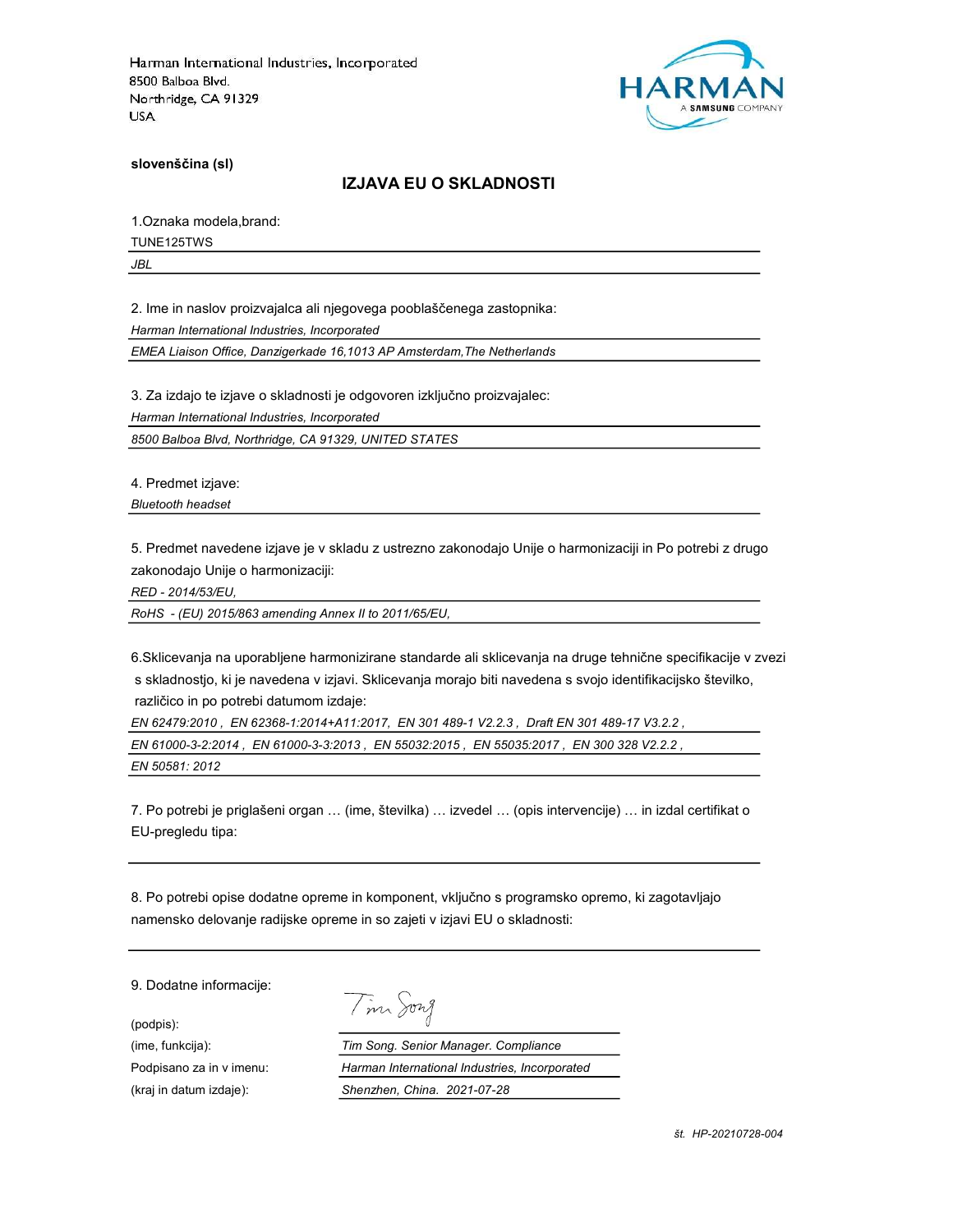Harman International Industries, Incorporated
8500 Balboa Blvd.
Northridge, CA 91329
USA

HARMAN
A SAMSUNG COMPANY

**slovenščina (sl)**

## IZJAVA EU O SKLADNOSTI

1.Oznaka modela,brand:

TUNE125TWS

*JBL*

2. Ime in naslov proizvajalca ali njegovega pooblaščenega zastopnika:

*Harman International Industries, Incorporated*

*EMEA Liaison Office, Danzigerkade 16,1013 AP Amsterdam,The Netherlands*

3. Za izdajo te izjave o skladnosti je odgovoren izključno proizvajalec:

*Harman International Industries, Incorporated*

*8500 Balboa Blvd, Northridge, CA 91329, UNITED STATES*

4. Predmet izjave:

*Bluetooth headset*

5. Predmet navedene izjave je v skladu z ustrezno zakonodajo Unije o harmonizaciji in Po potrebi z drugo zakonodajo Unije o harmonizaciji:

*RED - 2014/53/EU,*

*RoHS - (EU) 2015/863 amending Annex II to 2011/65/EU,*

6.Sklicevanja na uporabljene harmonizirane standarde ali sklicevanja na druge tehnične specifikacije v zvezi s skladnostjo, ki je navedena v izjavi. Sklicevanja morajo biti navedena s svojo identifikacijsko številko, različico in po potrebi datumom izdaje:

*EN 62479:2010 , EN 62368-1:2014+A11:2017, EN 301 489-1 V2.2.3 , Draft EN 301 489-17 V3.2.2 ,*

*EN 61000-3-2:2014 , EN 61000-3-3:2013 , EN 55032:2015 , EN 55035:2017 , EN 300 328 V2.2.2 ,*

*EN 50581: 2012*

7. Po potrebi je priglašeni organ … (ime, številka) … izvedel … (opis intervencije) … in izdal certifikat o EU-pregledu tipa:

8. Po potrebi opise dodatne opreme in komponent, vključno s programsko opremo, ki zagotavljajo namensko delovanje radijske opreme in so zajeti v izjavi EU o skladnosti:

9. Dodatne informacije:

| | |
|---|---|
| (podpis): | Tim Song |
| (ime, funkcija): | *Tim Song. Senior Manager. Compliance* |
| Podpisano za in v imenu: | *Harman International Industries, Incorporated* |
| (kraj in datum izdaje): | *Shenzhen, China. 2021-07-28* |

*št. HP-20210728-004*